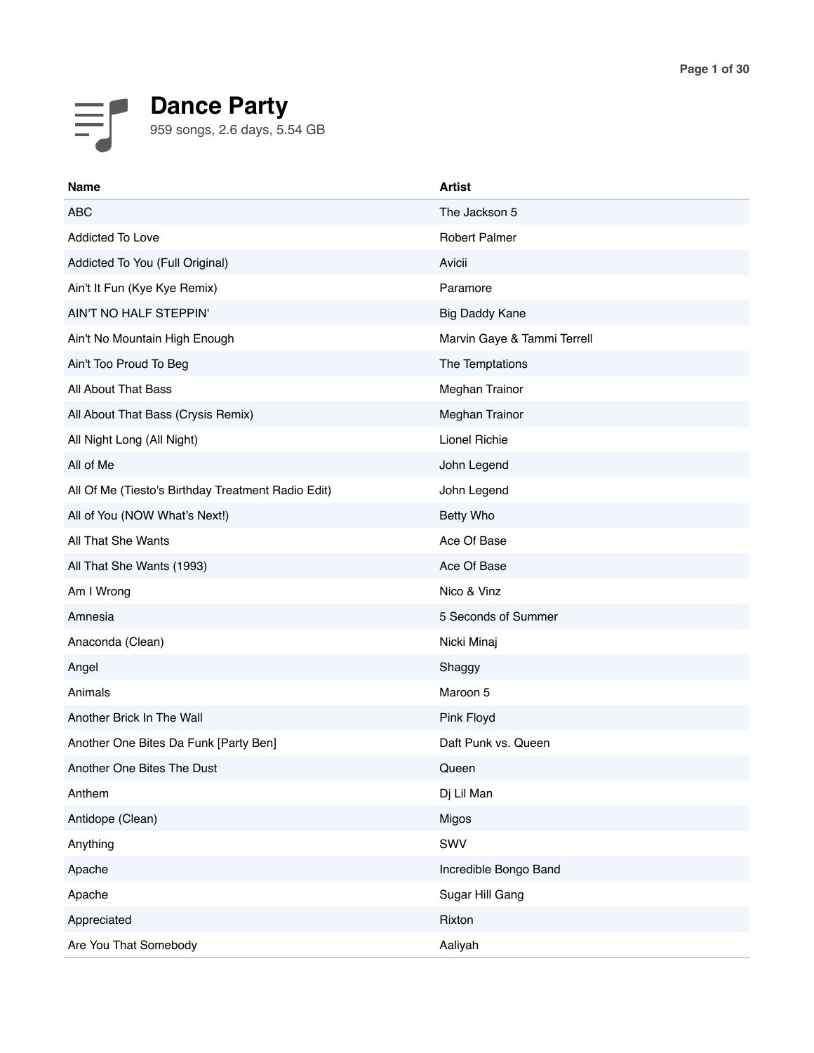# Dance Party

959 songs, 2.6 days, 5.54 GB

| Name | Artist |
|---|---|
| ABC | The Jackson 5 |
| Addicted To Love | Robert Palmer |
| Addicted To You (Full Original) | Avicii |
| Ain't It Fun (Kye Kye Remix) | Paramore |
| AIN'T NO HALF STEPPIN' | Big Daddy Kane |
| Ain't No Mountain High Enough | Marvin Gaye & Tammi Terrell |
| Ain't Too Proud To Beg | The Temptations |
| All About That Bass | Meghan Trainor |
| All About That Bass (Crysis Remix) | Meghan Trainor |
| All Night Long (All Night) | Lionel Richie |
| All of Me | John Legend |
| All Of Me (Tiesto's Birthday Treatment Radio Edit) | John Legend |
| All of You (NOW What's Next!) | Betty Who |
| All That She Wants | Ace Of Base |
| All That She Wants (1993) | Ace Of Base |
| Am I Wrong | Nico & Vinz |
| Amnesia | 5 Seconds of Summer |
| Anaconda (Clean) | Nicki Minaj |
| Angel | Shaggy |
| Animals | Maroon 5 |
| Another Brick In The Wall | Pink Floyd |
| Another One Bites Da Funk [Party Ben] | Daft Punk vs. Queen |
| Another One Bites The Dust | Queen |
| Anthem | Dj Lil Man |
| Antidope (Clean) | Migos |
| Anything | SWV |
| Apache | Incredible Bongo Band |
| Apache | Sugar Hill Gang |
| Appreciated | Rixton |
| Are You That Somebody | Aaliyah |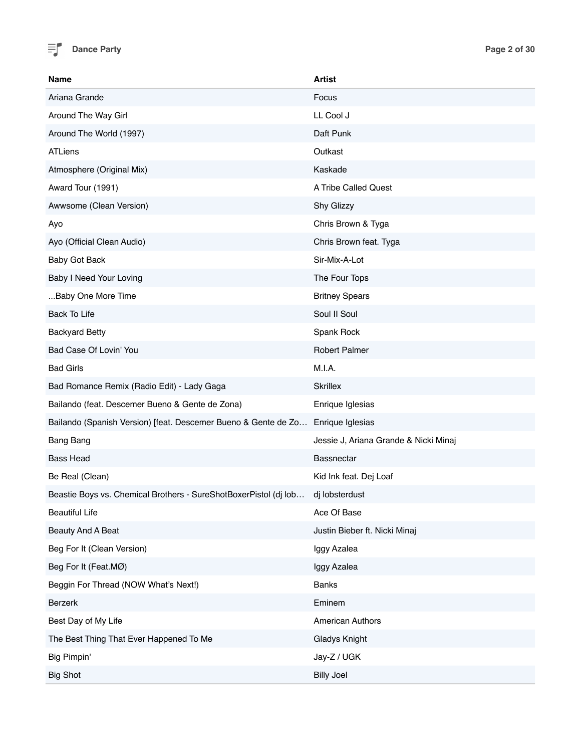| Name | Artist |
| --- | --- |
| Ariana Grande | Focus |
| Around The Way Girl | LL Cool J |
| Around The World (1997) | Daft Punk |
| ATLiens | Outkast |
| Atmosphere (Original Mix) | Kaskade |
| Award Tour (1991) | A Tribe Called Quest |
| Awwsome (Clean Version) | Shy Glizzy |
| Ayo | Chris Brown & Tyga |
| Ayo (Official Clean Audio) | Chris Brown feat. Tyga |
| Baby Got Back | Sir-Mix-A-Lot |
| Baby I Need Your Loving | The Four Tops |
| ...Baby One More Time | Britney Spears |
| Back To Life | Soul II Soul |
| Backyard Betty | Spank Rock |
| Bad Case Of Lovin' You | Robert Palmer |
| Bad Girls | M.I.A. |
| Bad Romance Remix (Radio Edit) - Lady Gaga | Skrillex |
| Bailando (feat. Descemer Bueno & Gente de Zona) | Enrique Iglesias |
| Bailando (Spanish Version) [feat. Descemer Bueno & Gente de Zo… | Enrique Iglesias |
| Bang Bang | Jessie J, Ariana Grande & Nicki Minaj |
| Bass Head | Bassnectar |
| Be Real (Clean) | Kid Ink feat. Dej Loaf |
| Beastie Boys vs. Chemical Brothers - SureShotBoxerPistol (dj lob… | dj lobsterdust |
| Beautiful Life | Ace Of Base |
| Beauty And A Beat | Justin Bieber ft. Nicki Minaj |
| Beg For It (Clean Version) | Iggy Azalea |
| Beg For It (Feat.MØ) | Iggy Azalea |
| Beggin For Thread (NOW What's Next!) | Banks |
| Berzerk | Eminem |
| Best Day of My Life | American Authors |
| The Best Thing That Ever Happened To Me | Gladys Knight |
| Big Pimpin' | Jay-Z / UGK |
| Big Shot | Billy Joel |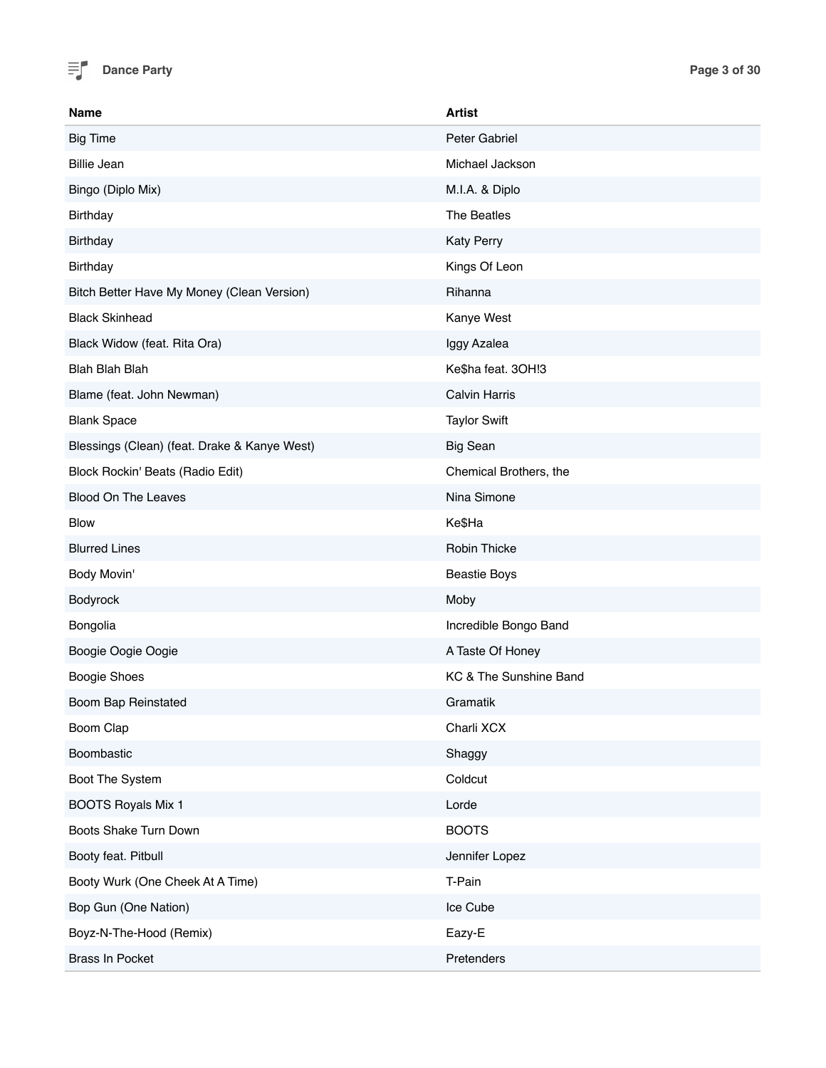| Name | Artist |
| --- | --- |
| Big Time | Peter Gabriel |
| Billie Jean | Michael Jackson |
| Bingo (Diplo Mix) | M.I.A. & Diplo |
| Birthday | The Beatles |
| Birthday | Katy Perry |
| Birthday | Kings Of Leon |
| Bitch Better Have My Money (Clean Version) | Rihanna |
| Black Skinhead | Kanye West |
| Black Widow (feat. Rita Ora) | Iggy Azalea |
| Blah Blah Blah | Ke$ha feat. 3OH!3 |
| Blame (feat. John Newman) | Calvin Harris |
| Blank Space | Taylor Swift |
| Blessings (Clean) (feat. Drake & Kanye West) | Big Sean |
| Block Rockin' Beats (Radio Edit) | Chemical Brothers, the |
| Blood On The Leaves | Nina Simone |
| Blow | Ke$Ha |
| Blurred Lines | Robin Thicke |
| Body Movin' | Beastie Boys |
| Bodyrock | Moby |
| Bongolia | Incredible Bongo Band |
| Boogie Oogie Oogie | A Taste Of Honey |
| Boogie Shoes | KC & The Sunshine Band |
| Boom Bap Reinstated | Gramatik |
| Boom Clap | Charli XCX |
| Boombastic | Shaggy |
| Boot The System | Coldcut |
| BOOTS Royals Mix 1 | Lorde |
| Boots Shake Turn Down | BOOTS |
| Booty feat. Pitbull | Jennifer Lopez |
| Booty Wurk (One Cheek At A Time) | T-Pain |
| Bop Gun (One Nation) | Ice Cube |
| Boyz-N-The-Hood (Remix) | Eazy-E |
| Brass In Pocket | Pretenders |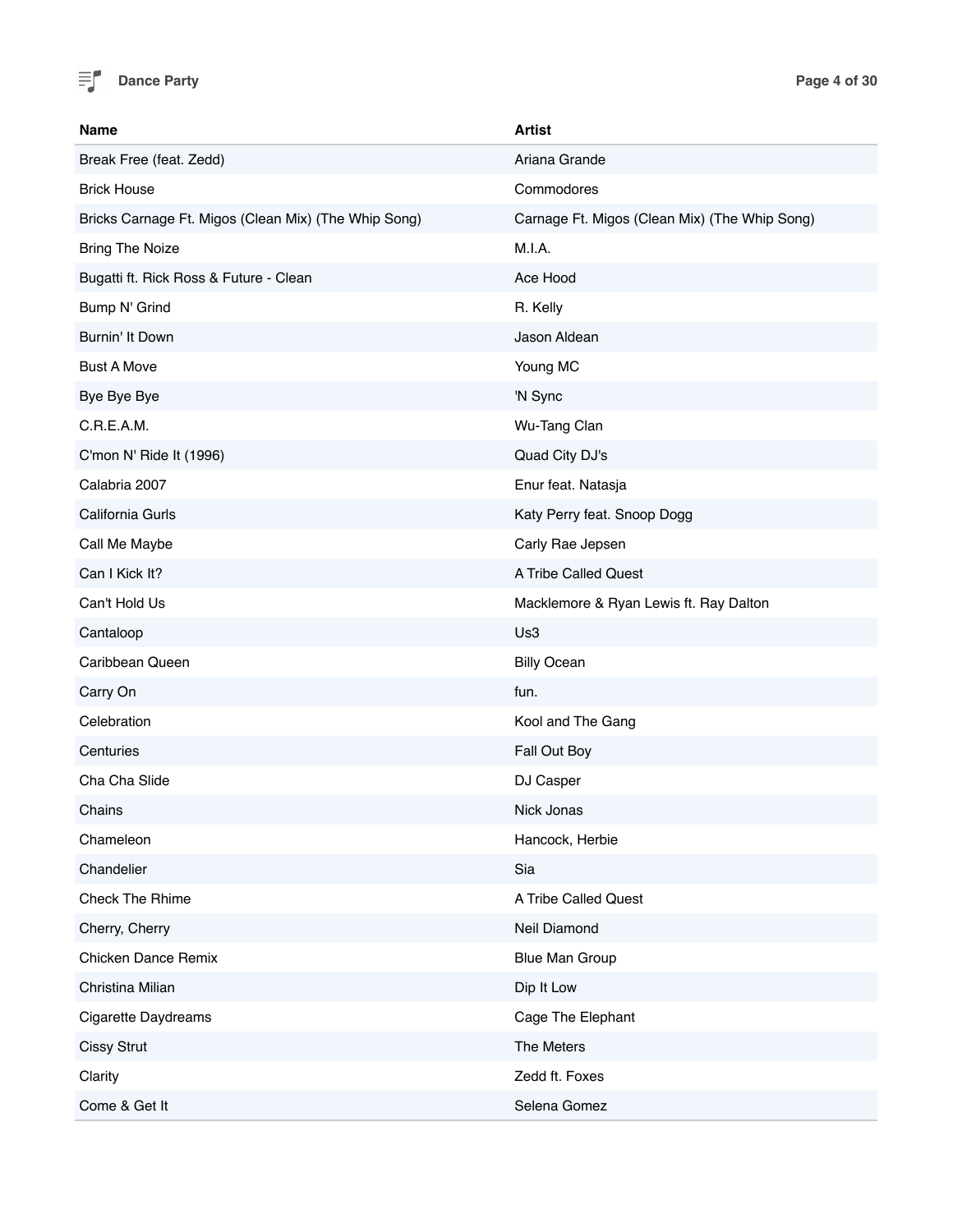| Name | Artist |
| --- | --- |
| Break Free (feat. Zedd) | Ariana Grande |
| Brick House | Commodores |
| Bricks Carnage Ft. Migos (Clean Mix) (The Whip Song) | Carnage Ft. Migos (Clean Mix) (The Whip Song) |
| Bring The Noize | M.I.A. |
| Bugatti ft. Rick Ross & Future - Clean | Ace Hood |
| Bump N' Grind | R. Kelly |
| Burnin' It Down | Jason Aldean |
| Bust A Move | Young MC |
| Bye Bye Bye | 'N Sync |
| C.R.E.A.M. | Wu-Tang Clan |
| C'mon N' Ride It (1996) | Quad City DJ's |
| Calabria 2007 | Enur feat. Natasja |
| California Gurls | Katy Perry feat. Snoop Dogg |
| Call Me Maybe | Carly Rae Jepsen |
| Can I Kick It? | A Tribe Called Quest |
| Can't Hold Us | Macklemore & Ryan Lewis ft. Ray Dalton |
| Cantaloop | Us3 |
| Caribbean Queen | Billy Ocean |
| Carry On | fun. |
| Celebration | Kool and The Gang |
| Centuries | Fall Out Boy |
| Cha Cha Slide | DJ Casper |
| Chains | Nick Jonas |
| Chameleon | Hancock, Herbie |
| Chandelier | Sia |
| Check The Rhime | A Tribe Called Quest |
| Cherry, Cherry | Neil Diamond |
| Chicken Dance Remix | Blue Man Group |
| Christina Milian | Dip It Low |
| Cigarette Daydreams | Cage The Elephant |
| Cissy Strut | The Meters |
| Clarity | Zedd ft. Foxes |
| Come & Get It | Selena Gomez |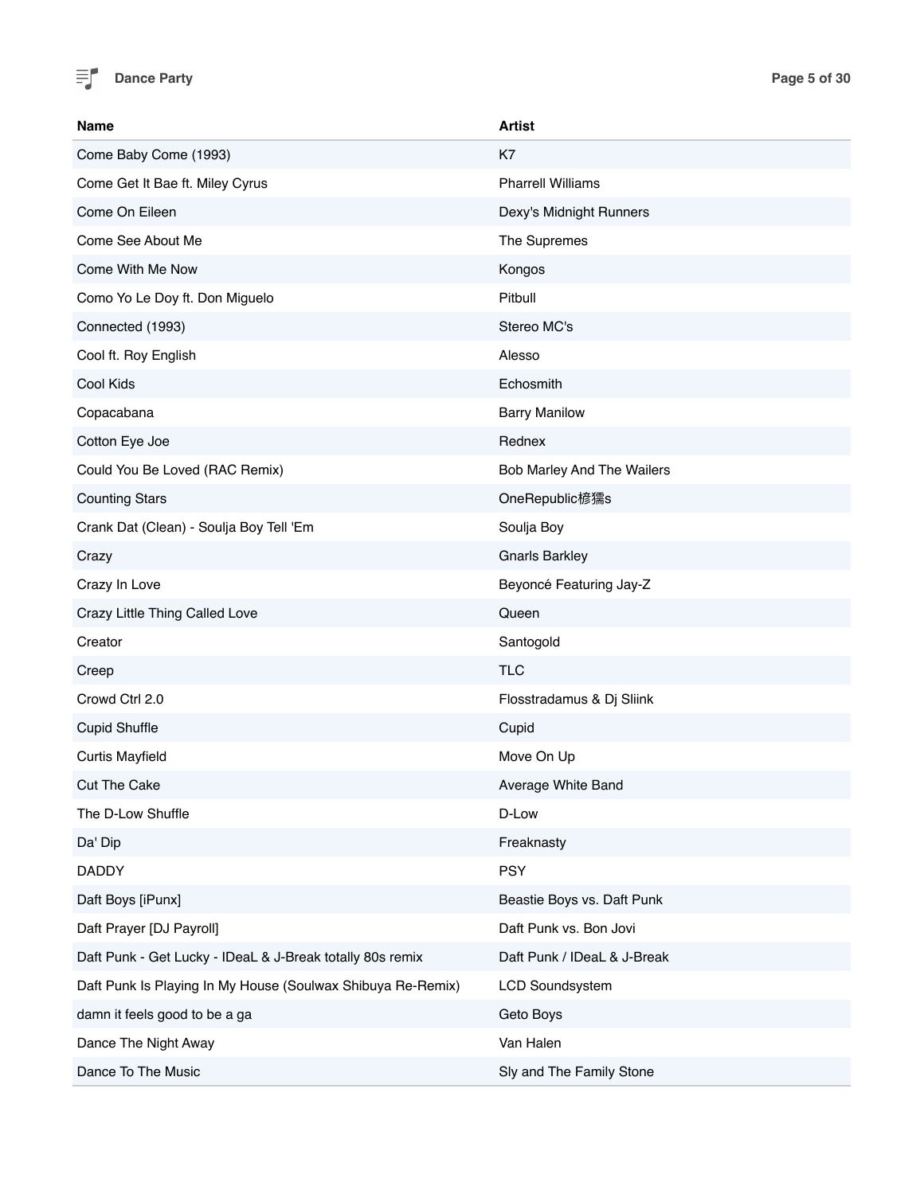| Name | Artist |
| --- | --- |
| Come Baby Come (1993) | K7 |
| Come Get It Bae ft. Miley Cyrus | Pharrell Williams |
| Come On Eileen | Dexy's Midnight Runners |
| Come See About Me | The Supremes |
| Come With Me Now | Kongos |
| Como Yo Le Doy ft. Don Miguelo | Pitbull |
| Connected (1993) | Stereo MC's |
| Cool ft. Roy English | Alesso |
| Cool Kids | Echosmith |
| Copacabana | Barry Manilow |
| Cotton Eye Joe | Rednex |
| Could You Be Loved (RAC Remix) | Bob Marley And The Wailers |
| Counting Stars | OneRepublic椁獳s |
| Crank Dat (Clean) - Soulja Boy Tell 'Em | Soulja Boy |
| Crazy | Gnarls Barkley |
| Crazy In Love | Beyoncé Featuring Jay-Z |
| Crazy Little Thing Called Love | Queen |
| Creator | Santogold |
| Creep | TLC |
| Crowd Ctrl 2.0 | Flosstradamus & Dj Sliink |
| Cupid Shuffle | Cupid |
| Curtis Mayfield | Move On Up |
| Cut The Cake | Average White Band |
| The D-Low Shuffle | D-Low |
| Da' Dip | Freaknasty |
| DADDY | PSY |
| Daft Boys [iPunx] | Beastie Boys vs. Daft Punk |
| Daft Prayer [DJ Payroll] | Daft Punk vs. Bon Jovi |
| Daft Punk - Get Lucky - IDeaL & J-Break totally 80s remix | Daft Punk / IDeaL & J-Break |
| Daft Punk Is Playing In My House (Soulwax Shibuya Re-Remix) | LCD Soundsystem |
| damn it feels good to be a ga | Geto Boys |
| Dance The Night Away | Van Halen |
| Dance To The Music | Sly and The Family Stone |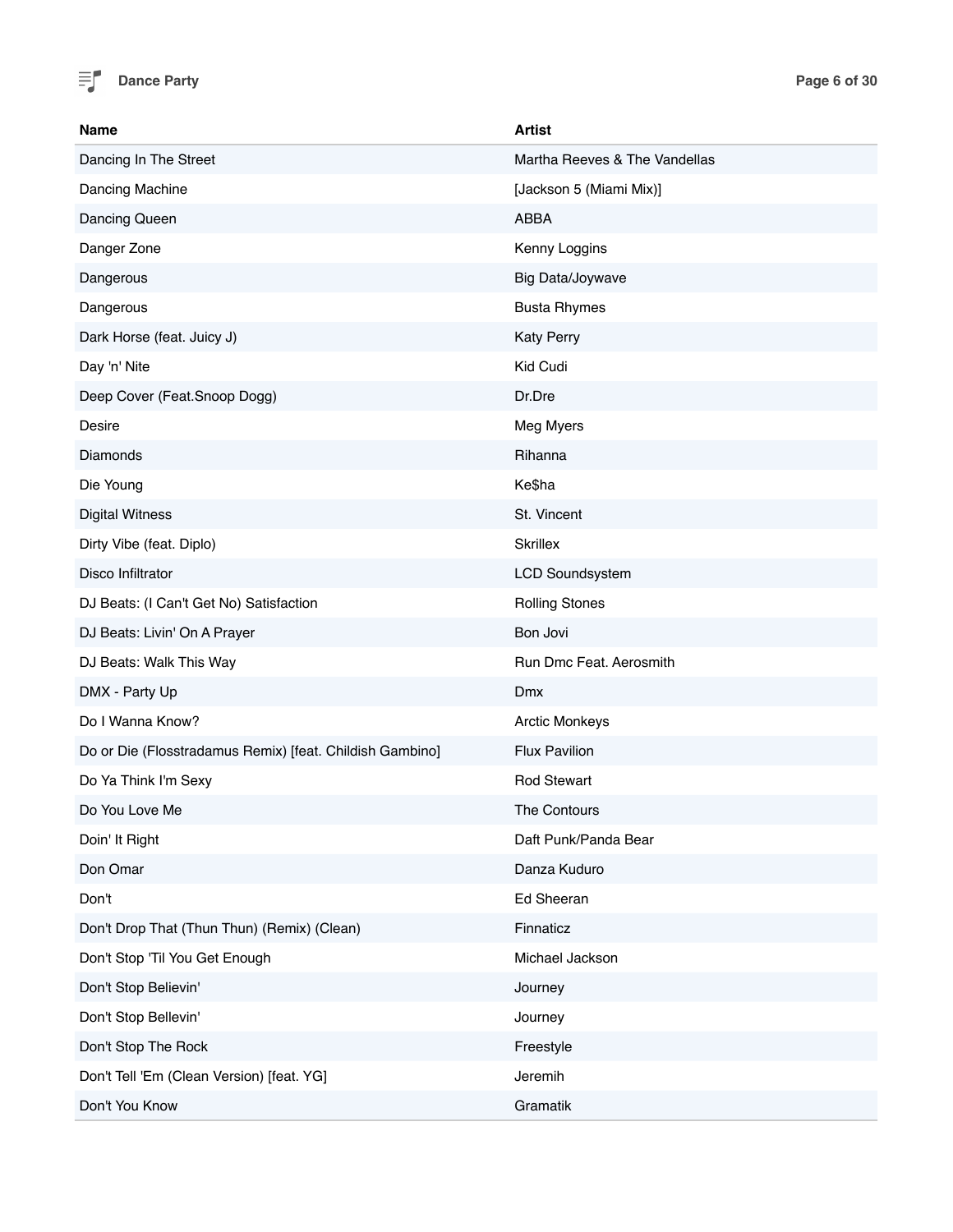| Name | Artist |
|---|---|
| Dancing In The Street | Martha Reeves & The Vandellas |
| Dancing Machine | [Jackson 5 (Miami Mix)] |
| Dancing Queen | ABBA |
| Danger Zone | Kenny Loggins |
| Dangerous | Big Data/Joywave |
| Dangerous | Busta Rhymes |
| Dark Horse (feat. Juicy J) | Katy Perry |
| Day 'n' Nite | Kid Cudi |
| Deep Cover (Feat.Snoop Dogg) | Dr.Dre |
| Desire | Meg Myers |
| Diamonds | Rihanna |
| Die Young | Ke$ha |
| Digital Witness | St. Vincent |
| Dirty Vibe (feat. Diplo) | Skrillex |
| Disco Infiltrator | LCD Soundsystem |
| DJ Beats: (I Can't Get No) Satisfaction | Rolling Stones |
| DJ Beats: Livin' On A Prayer | Bon Jovi |
| DJ Beats: Walk This Way | Run Dmc Feat. Aerosmith |
| DMX - Party Up | Dmx |
| Do I Wanna Know? | Arctic Monkeys |
| Do or Die (Flosstradamus Remix) [feat. Childish Gambino] | Flux Pavilion |
| Do Ya Think I'm Sexy | Rod Stewart |
| Do You Love Me | The Contours |
| Doin' It Right | Daft Punk/Panda Bear |
| Don Omar | Danza Kuduro |
| Don't | Ed Sheeran |
| Don't Drop That (Thun Thun) (Remix) (Clean) | Finnaticz |
| Don't Stop 'Til You Get Enough | Michael Jackson |
| Don't Stop Believin' | Journey |
| Don't Stop Bellevin' | Journey |
| Don't Stop The Rock | Freestyle |
| Don't Tell 'Em (Clean Version) [feat. YG] | Jeremih |
| Don't You Know | Gramatik |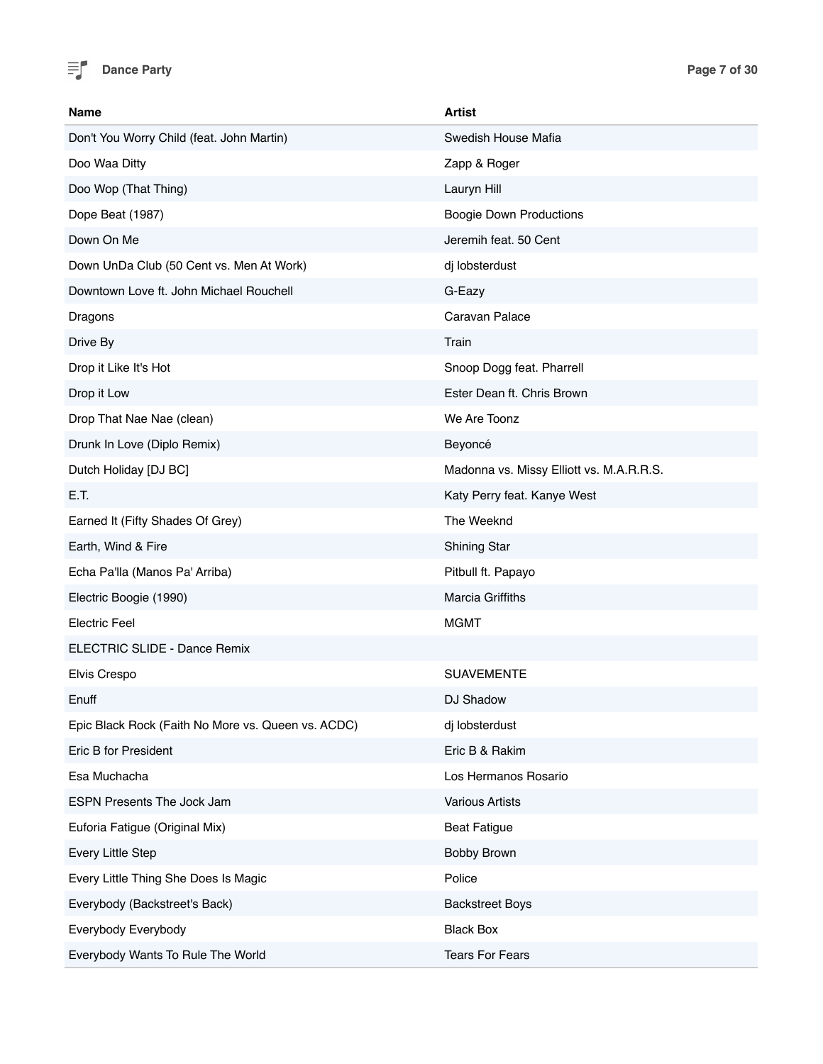| Name | Artist |
| --- | --- |
| Don't You Worry Child (feat. John Martin) | Swedish House Mafia |
| Doo Waa Ditty | Zapp & Roger |
| Doo Wop (That Thing) | Lauryn Hill |
| Dope Beat (1987) | Boogie Down Productions |
| Down On Me | Jeremih feat. 50 Cent |
| Down UnDa Club (50 Cent vs. Men At Work) | dj lobsterdust |
| Downtown Love ft. John Michael Rouchell | G-Eazy |
| Dragons | Caravan Palace |
| Drive By | Train |
| Drop it Like It's Hot | Snoop Dogg feat. Pharrell |
| Drop it Low | Ester Dean ft. Chris Brown |
| Drop That Nae Nae (clean) | We Are Toonz |
| Drunk In Love (Diplo Remix) | Beyoncé |
| Dutch Holiday [DJ BC] | Madonna vs. Missy Elliott vs. M.A.R.R.S. |
| E.T. | Katy Perry feat. Kanye West |
| Earned It (Fifty Shades Of Grey) | The Weeknd |
| Earth, Wind & Fire | Shining Star |
| Echa Pa'lla (Manos Pa' Arriba) | Pitbull ft. Papayo |
| Electric Boogie (1990) | Marcia Griffiths |
| Electric Feel | MGMT |
| ELECTRIC SLIDE - Dance Remix | |
| Elvis Crespo | SUAVEMENTE |
| Enuff | DJ Shadow |
| Epic Black Rock (Faith No More vs. Queen vs. ACDC) | dj lobsterdust |
| Eric B for President | Eric B & Rakim |
| Esa Muchacha | Los Hermanos Rosario |
| ESPN Presents The Jock Jam | Various Artists |
| Euforia Fatigue (Original Mix) | Beat Fatigue |
| Every Little Step | Bobby Brown |
| Every Little Thing She Does Is Magic | Police |
| Everybody (Backstreet's Back) | Backstreet Boys |
| Everybody Everybody | Black Box |
| Everybody Wants To Rule The World | Tears For Fears |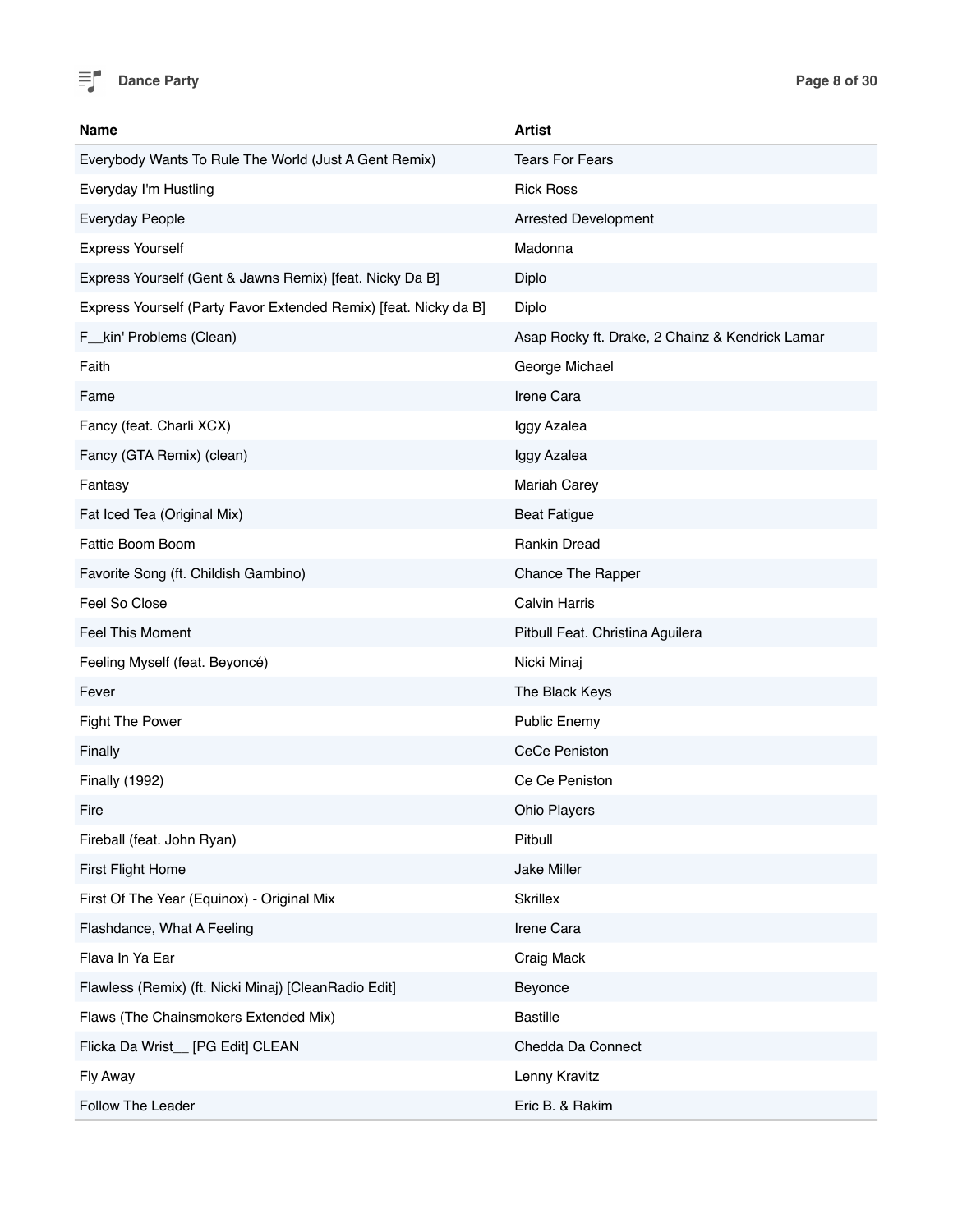| Name | Artist |
| --- | --- |
| Everybody Wants To Rule The World (Just A Gent Remix) | Tears For Fears |
| Everyday I'm Hustling | Rick Ross |
| Everyday People | Arrested Development |
| Express Yourself | Madonna |
| Express Yourself (Gent & Jawns Remix) [feat. Nicky Da B] | Diplo |
| Express Yourself (Party Favor Extended Remix) [feat. Nicky da B] | Diplo |
| F__kin' Problems (Clean) | Asap Rocky ft. Drake, 2 Chainz & Kendrick Lamar |
| Faith | George Michael |
| Fame | Irene Cara |
| Fancy (feat. Charli XCX) | Iggy Azalea |
| Fancy (GTA Remix) (clean) | Iggy Azalea |
| Fantasy | Mariah Carey |
| Fat Iced Tea (Original Mix) | Beat Fatigue |
| Fattie Boom Boom | Rankin Dread |
| Favorite Song (ft. Childish Gambino) | Chance The Rapper |
| Feel So Close | Calvin Harris |
| Feel This Moment | Pitbull Feat. Christina Aguilera |
| Feeling Myself (feat. Beyoncé) | Nicki Minaj |
| Fever | The Black Keys |
| Fight The Power | Public Enemy |
| Finally | CeCe Peniston |
| Finally (1992) | Ce Ce Peniston |
| Fire | Ohio Players |
| Fireball (feat. John Ryan) | Pitbull |
| First Flight Home | Jake Miller |
| First Of The Year (Equinox) - Original Mix | Skrillex |
| Flashdance, What A Feeling | Irene Cara |
| Flava In Ya Ear | Craig Mack |
| Flawless (Remix) (ft. Nicki Minaj) [CleanRadio Edit] | Beyonce |
| Flaws (The Chainsmokers Extended Mix) | Bastille |
| Flicka Da Wrist__ [PG Edit] CLEAN | Chedda Da Connect |
| Fly Away | Lenny Kravitz |
| Follow The Leader | Eric B. & Rakim |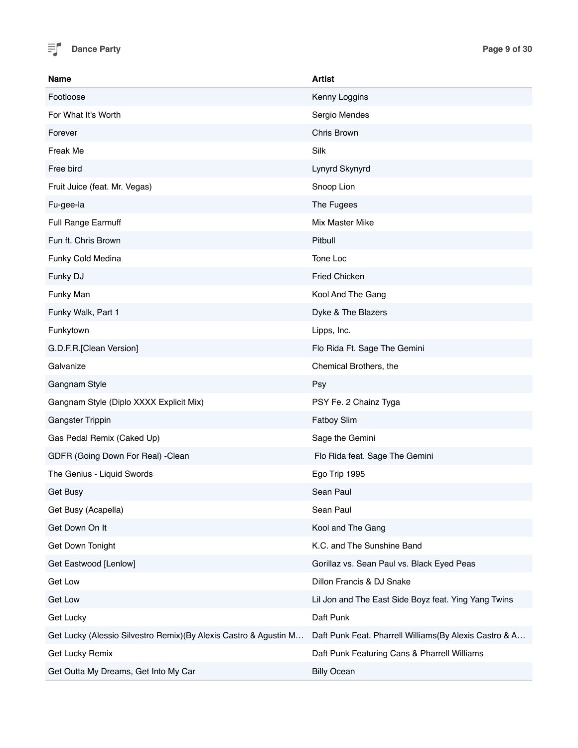| Name | Artist |
|---|---|
| Footloose | Kenny Loggins |
| For What It's Worth | Sergio Mendes |
| Forever | Chris Brown |
| Freak Me | Silk |
| Free bird | Lynyrd Skynyrd |
| Fruit Juice (feat. Mr. Vegas) | Snoop Lion |
| Fu-gee-la | The Fugees |
| Full Range Earmuff | Mix Master Mike |
| Fun ft. Chris Brown | Pitbull |
| Funky Cold Medina | Tone Loc |
| Funky DJ | Fried Chicken |
| Funky Man | Kool And The Gang |
| Funky Walk, Part 1 | Dyke & The Blazers |
| Funkytown | Lipps, Inc. |
| G.D.F.R.[Clean Version] | Flo Rida Ft. Sage The Gemini |
| Galvanize | Chemical Brothers, the |
| Gangnam Style | Psy |
| Gangnam Style (Diplo XXXX Explicit Mix) | PSY Fe. 2 Chainz Tyga |
| Gangster Trippin | Fatboy Slim |
| Gas Pedal Remix (Caked Up) | Sage the Gemini |
| GDFR (Going Down For Real) -Clean | Flo Rida feat. Sage The Gemini |
| The Genius - Liquid Swords | Ego Trip 1995 |
| Get Busy | Sean Paul |
| Get Busy (Acapella) | Sean Paul |
| Get Down On It | Kool and The Gang |
| Get Down Tonight | K.C. and The Sunshine Band |
| Get Eastwood [Lenlow] | Gorillaz vs. Sean Paul vs. Black Eyed Peas |
| Get Low | Dillon Francis & DJ Snake |
| Get Low | Lil Jon and The East Side Boyz feat. Ying Yang Twins |
| Get Lucky | Daft Punk |
| Get Lucky (Alessio Silvestro Remix)(By Alexis Castro & Agustin M… | Daft Punk Feat. Pharrell Williams(By Alexis Castro & A… |
| Get Lucky Remix | Daft Punk Featuring Cans & Pharrell Williams |
| Get Outta My Dreams, Get Into My Car | Billy Ocean |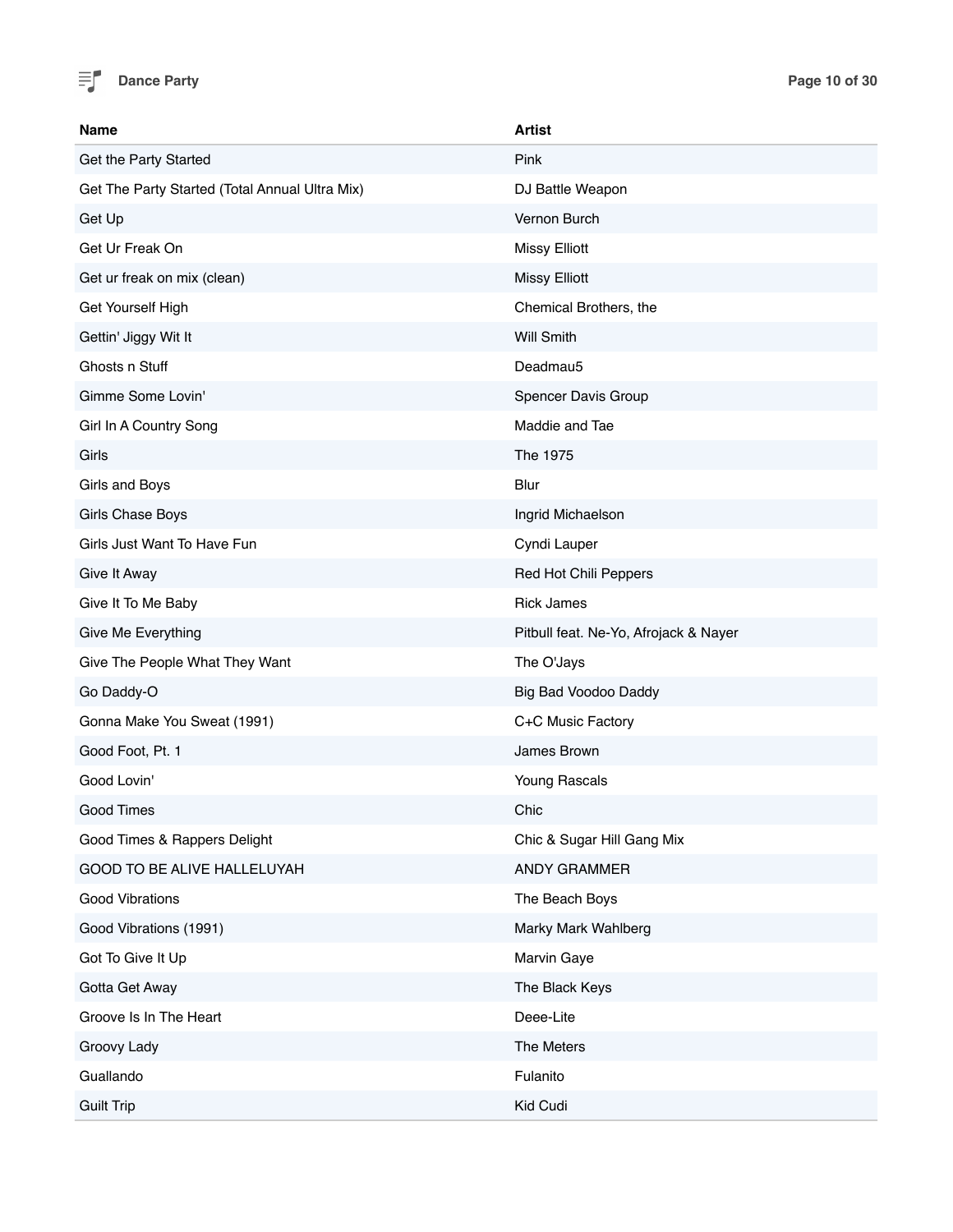| Name | Artist |
|---|---|
| Get the Party Started | Pink |
| Get The Party Started (Total Annual Ultra Mix) | DJ Battle Weapon |
| Get Up | Vernon Burch |
| Get Ur Freak On | Missy Elliott |
| Get ur freak on mix (clean) | Missy Elliott |
| Get Yourself High | Chemical Brothers, the |
| Gettin' Jiggy Wit It | Will Smith |
| Ghosts n Stuff | Deadmau5 |
| Gimme Some Lovin' | Spencer Davis Group |
| Girl In A Country Song | Maddie and Tae |
| Girls | The 1975 |
| Girls and Boys | Blur |
| Girls Chase Boys | Ingrid Michaelson |
| Girls Just Want To Have Fun | Cyndi Lauper |
| Give It Away | Red Hot Chili Peppers |
| Give It To Me Baby | Rick James |
| Give Me Everything | Pitbull feat. Ne-Yo, Afrojack & Nayer |
| Give The People What They Want | The O'Jays |
| Go Daddy-O | Big Bad Voodoo Daddy |
| Gonna Make You Sweat (1991) | C+C Music Factory |
| Good Foot, Pt. 1 | James Brown |
| Good Lovin' | Young Rascals |
| Good Times | Chic |
| Good Times & Rappers Delight | Chic & Sugar Hill Gang Mix |
| GOOD TO BE ALIVE HALLELUYAH | ANDY GRAMMER |
| Good Vibrations | The Beach Boys |
| Good Vibrations (1991) | Marky Mark Wahlberg |
| Got To Give It Up | Marvin Gaye |
| Gotta Get Away | The Black Keys |
| Groove Is In The Heart | Deee-Lite |
| Groovy Lady | The Meters |
| Guallando | Fulanito |
| Guilt Trip | Kid Cudi |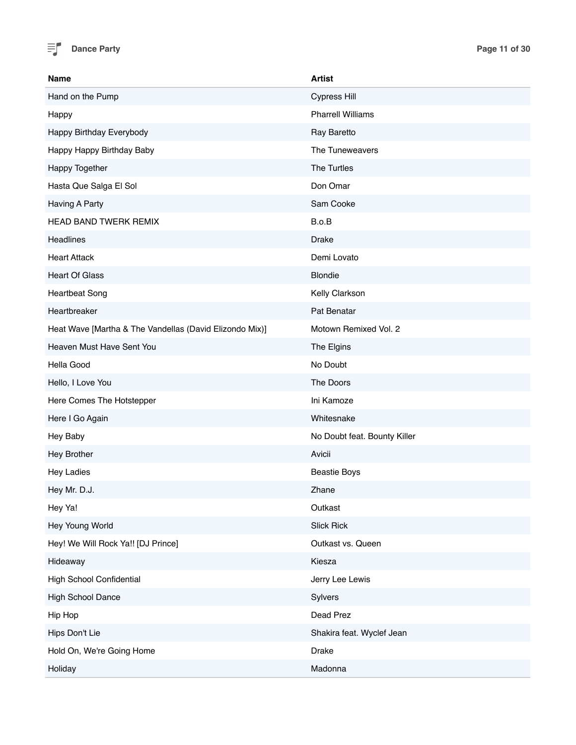| Name | Artist |
| --- | --- |
| Hand on the Pump | Cypress Hill |
| Happy | Pharrell Williams |
| Happy Birthday Everybody | Ray Baretto |
| Happy Happy Birthday Baby | The Tuneweavers |
| Happy Together | The Turtles |
| Hasta Que Salga El Sol | Don Omar |
| Having A Party | Sam Cooke |
| HEAD BAND TWERK REMIX | B.o.B |
| Headlines | Drake |
| Heart Attack | Demi Lovato |
| Heart Of Glass | Blondie |
| Heartbeat Song | Kelly Clarkson |
| Heartbreaker | Pat Benatar |
| Heat Wave [Martha & The Vandellas (David Elizondo Mix)] | Motown Remixed Vol. 2 |
| Heaven Must Have Sent You | The Elgins |
| Hella Good | No Doubt |
| Hello, I Love You | The Doors |
| Here Comes The Hotstepper | Ini Kamoze |
| Here I Go Again | Whitesnake |
| Hey Baby | No Doubt feat. Bounty Killer |
| Hey Brother | Avicii |
| Hey Ladies | Beastie Boys |
| Hey Mr. D.J. | Zhane |
| Hey Ya! | Outkast |
| Hey Young World | Slick Rick |
| Hey! We Will Rock Ya!! [DJ Prince] | Outkast vs. Queen |
| Hideaway | Kiesza |
| High School Confidential | Jerry Lee Lewis |
| High School Dance | Sylvers |
| Hip Hop | Dead Prez |
| Hips Don't Lie | Shakira feat. Wyclef Jean |
| Hold On, We're Going Home | Drake |
| Holiday | Madonna |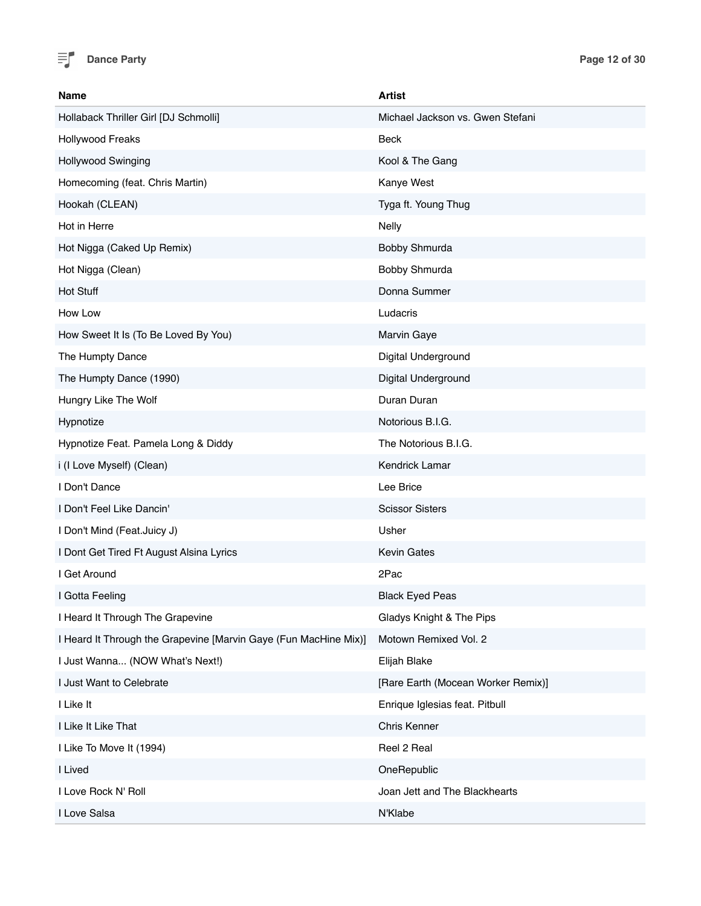| Name | Artist |
|---|---|
| Hollaback Thriller Girl [DJ Schmolli] | Michael Jackson vs. Gwen Stefani |
| Hollywood Freaks | Beck |
| Hollywood Swinging | Kool & The Gang |
| Homecoming (feat. Chris Martin) | Kanye West |
| Hookah (CLEAN) | Tyga ft. Young Thug |
| Hot in Herre | Nelly |
| Hot Nigga (Caked Up Remix) | Bobby Shmurda |
| Hot Nigga (Clean) | Bobby Shmurda |
| Hot Stuff | Donna Summer |
| How Low | Ludacris |
| How Sweet It Is (To Be Loved By You) | Marvin Gaye |
| The Humpty Dance | Digital Underground |
| The Humpty Dance (1990) | Digital Underground |
| Hungry Like The Wolf | Duran Duran |
| Hypnotize | Notorious B.I.G. |
| Hypnotize Feat. Pamela Long & Diddy | The Notorious B.I.G. |
| i (I Love Myself) (Clean) | Kendrick Lamar |
| I Don't Dance | Lee Brice |
| I Don't Feel Like Dancin' | Scissor Sisters |
| I Don't Mind (Feat.Juicy J) | Usher |
| I Dont Get Tired Ft August Alsina Lyrics | Kevin Gates |
| I Get Around | 2Pac |
| I Gotta Feeling | Black Eyed Peas |
| I Heard It Through The Grapevine | Gladys Knight & The Pips |
| I Heard It Through the Grapevine [Marvin Gaye (Fun MacHine Mix)] | Motown Remixed Vol. 2 |
| I Just Wanna... (NOW What's Next!) | Elijah Blake |
| I Just Want to Celebrate | [Rare Earth (Mocean Worker Remix)] |
| I Like It | Enrique Iglesias feat. Pitbull |
| I Like It Like That | Chris Kenner |
| I Like To Move It (1994) | Reel 2 Real |
| I Lived | OneRepublic |
| I Love Rock N' Roll | Joan Jett and The Blackhearts |
| I Love Salsa | N'Klabe |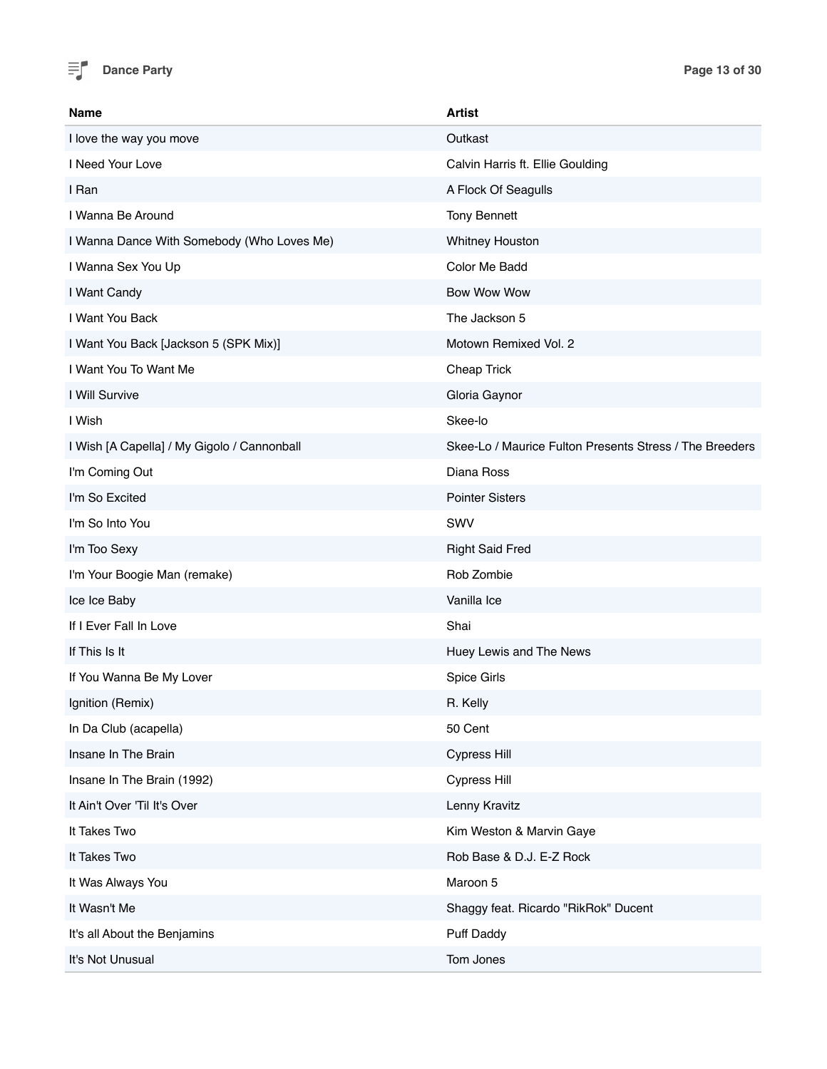| Name | Artist |
| --- | --- |
| I love the way you move | Outkast |
| I Need Your Love | Calvin Harris ft. Ellie Goulding |
| I Ran | A Flock Of Seagulls |
| I Wanna Be Around | Tony Bennett |
| I Wanna Dance With Somebody (Who Loves Me) | Whitney Houston |
| I Wanna Sex You Up | Color Me Badd |
| I Want Candy | Bow Wow Wow |
| I Want You Back | The Jackson 5 |
| I Want You Back [Jackson 5 (SPK Mix)] | Motown Remixed Vol. 2 |
| I Want You To Want Me | Cheap Trick |
| I Will Survive | Gloria Gaynor |
| I Wish | Skee-lo |
| I Wish [A Capella] / My Gigolo / Cannonball | Skee-Lo / Maurice Fulton Presents Stress / The Breeders |
| I'm Coming Out | Diana Ross |
| I'm So Excited | Pointer Sisters |
| I'm So Into You | SWV |
| I'm Too Sexy | Right Said Fred |
| I'm Your Boogie Man (remake) | Rob Zombie |
| Ice Ice Baby | Vanilla Ice |
| If I Ever Fall In Love | Shai |
| If This Is It | Huey Lewis and The News |
| If You Wanna Be My Lover | Spice Girls |
| Ignition (Remix) | R. Kelly |
| In Da Club (acapella) | 50 Cent |
| Insane In The Brain | Cypress Hill |
| Insane In The Brain (1992) | Cypress Hill |
| It Ain't Over 'Til It's Over | Lenny Kravitz |
| It Takes Two | Kim Weston & Marvin Gaye |
| It Takes Two | Rob Base & D.J. E-Z Rock |
| It Was Always You | Maroon 5 |
| It Wasn't Me | Shaggy feat. Ricardo "RikRok" Ducent |
| It's all About the Benjamins | Puff Daddy |
| It's Not Unusual | Tom Jones |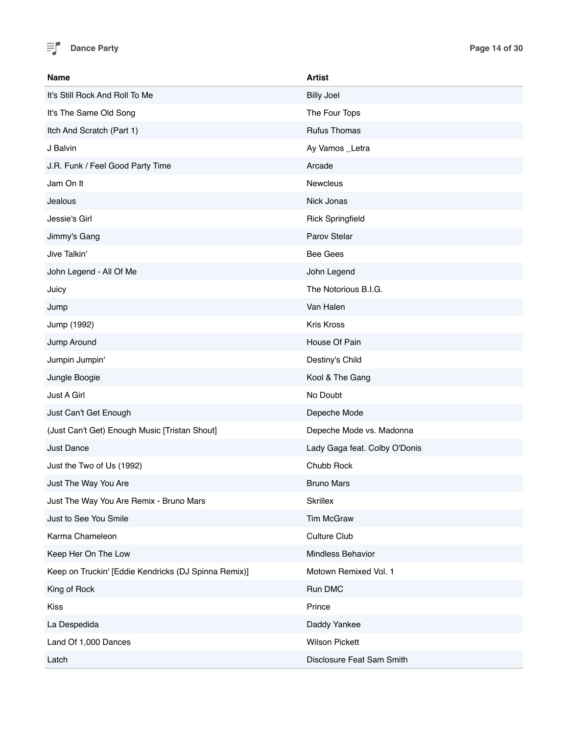| Name | Artist |
| --- | --- |
| It's Still Rock And Roll To Me | Billy Joel |
| It's The Same Old Song | The Four Tops |
| Itch And Scratch (Part 1) | Rufus Thomas |
| J Balvin | Ay Vamos _Letra |
| J.R. Funk / Feel Good Party Time | Arcade |
| Jam On It | Newcleus |
| Jealous | Nick Jonas |
| Jessie's Girl | Rick Springfield |
| Jimmy's Gang | Parov Stelar |
| Jive Talkin' | Bee Gees |
| John Legend - All Of Me | John Legend |
| Juicy | The Notorious B.I.G. |
| Jump | Van Halen |
| Jump (1992) | Kris Kross |
| Jump Around | House Of Pain |
| Jumpin Jumpin' | Destiny's Child |
| Jungle Boogie | Kool & The Gang |
| Just A Girl | No Doubt |
| Just Can't Get Enough | Depeche Mode |
| (Just Can't Get) Enough Music [Tristan Shout] | Depeche Mode vs. Madonna |
| Just Dance | Lady Gaga feat. Colby O'Donis |
| Just the Two of Us (1992) | Chubb Rock |
| Just The Way You Are | Bruno Mars |
| Just The Way You Are Remix - Bruno Mars | Skrillex |
| Just to See You Smile | Tim McGraw |
| Karma Chameleon | Culture Club |
| Keep Her On The Low | Mindless Behavior |
| Keep on Truckin' [Eddie Kendricks (DJ Spinna Remix)] | Motown Remixed Vol. 1 |
| King of Rock | Run DMC |
| Kiss | Prince |
| La Despedida | Daddy Yankee |
| Land Of 1,000 Dances | Wilson Pickett |
| Latch | Disclosure Feat Sam Smith |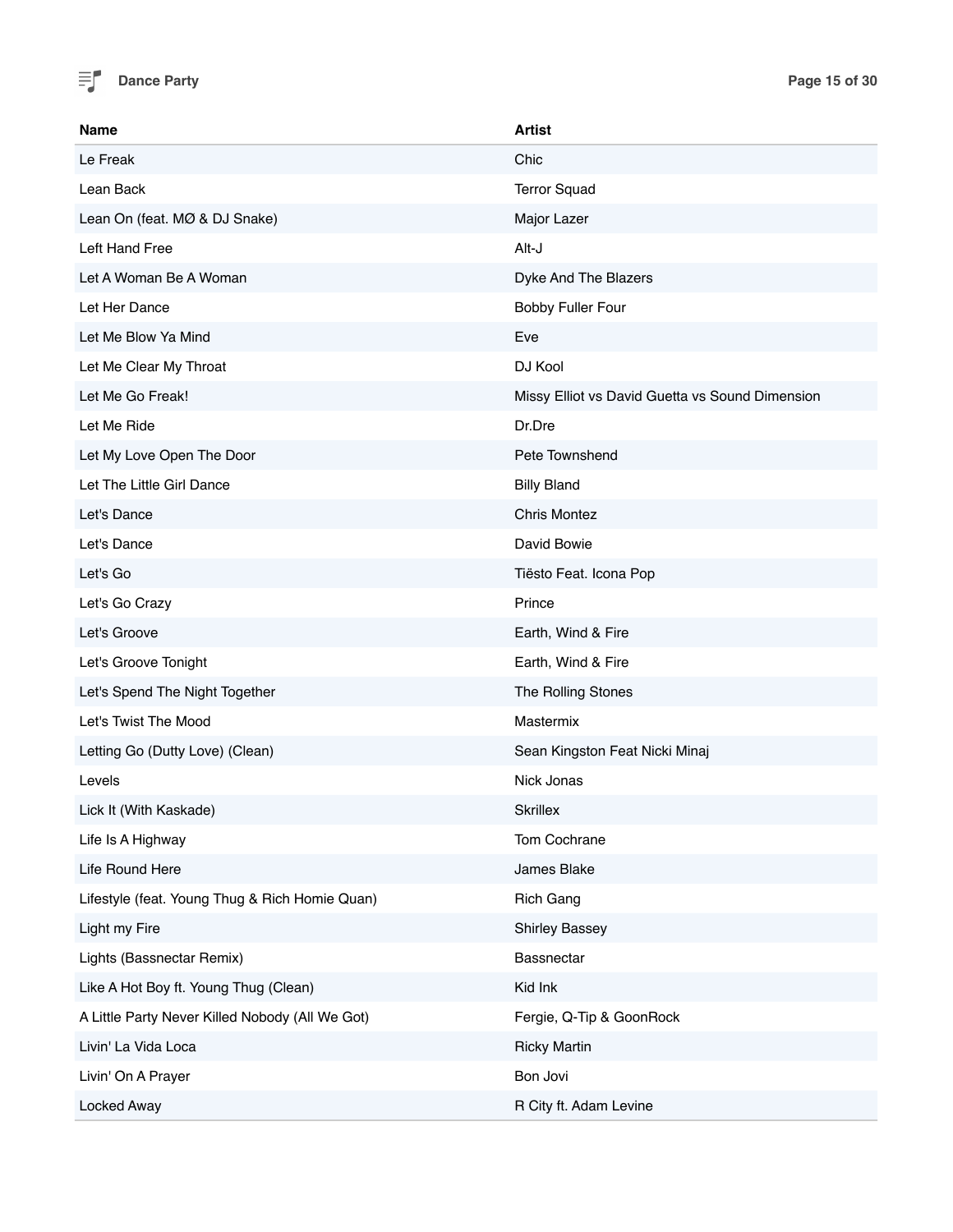| Name | Artist |
| --- | --- |
| Le Freak | Chic |
| Lean Back | Terror Squad |
| Lean On (feat. MØ & DJ Snake) | Major Lazer |
| Left Hand Free | Alt-J |
| Let A Woman Be A Woman | Dyke And The Blazers |
| Let Her Dance | Bobby Fuller Four |
| Let Me Blow Ya Mind | Eve |
| Let Me Clear My Throat | DJ Kool |
| Let Me Go Freak! | Missy Elliot vs David Guetta vs Sound Dimension |
| Let Me Ride | Dr.Dre |
| Let My Love Open The Door | Pete Townshend |
| Let The Little Girl Dance | Billy Bland |
| Let's Dance | Chris Montez |
| Let's Dance | David Bowie |
| Let's Go | Tiësto Feat. Icona Pop |
| Let's Go Crazy | Prince |
| Let's Groove | Earth, Wind & Fire |
| Let's Groove Tonight | Earth, Wind & Fire |
| Let's Spend The Night Together | The Rolling Stones |
| Let's Twist The Mood | Mastermix |
| Letting Go (Dutty Love) (Clean) | Sean Kingston Feat Nicki Minaj |
| Levels | Nick Jonas |
| Lick It (With Kaskade) | Skrillex |
| Life Is A Highway | Tom Cochrane |
| Life Round Here | James Blake |
| Lifestyle (feat. Young Thug & Rich Homie Quan) | Rich Gang |
| Light my Fire | Shirley Bassey |
| Lights (Bassnectar Remix) | Bassnectar |
| Like A Hot Boy ft. Young Thug (Clean) | Kid Ink |
| A Little Party Never Killed Nobody (All We Got) | Fergie, Q-Tip & GoonRock |
| Livin' La Vida Loca | Ricky Martin |
| Livin' On A Prayer | Bon Jovi |
| Locked Away | R City ft. Adam Levine |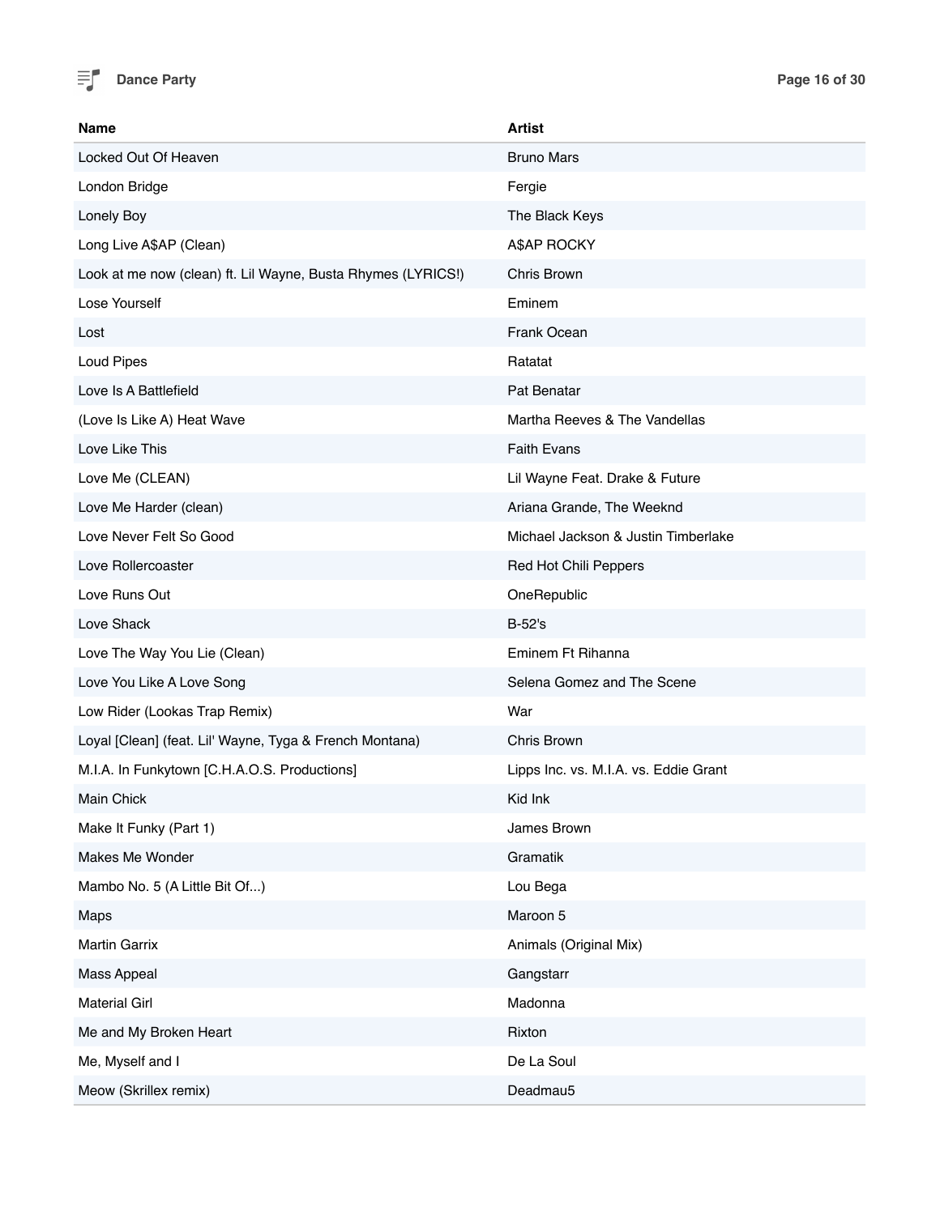| Name | Artist |
|---|---|
| Locked Out Of Heaven | Bruno Mars |
| London Bridge | Fergie |
| Lonely Boy | The Black Keys |
| Long Live A$AP (Clean) | A$AP ROCKY |
| Look at me now (clean) ft. Lil Wayne, Busta Rhymes (LYRICS!) | Chris Brown |
| Lose Yourself | Eminem |
| Lost | Frank Ocean |
| Loud Pipes | Ratatat |
| Love Is A Battlefield | Pat Benatar |
| (Love Is Like A) Heat Wave | Martha Reeves & The Vandellas |
| Love Like This | Faith Evans |
| Love Me (CLEAN) | Lil Wayne Feat. Drake & Future |
| Love Me Harder (clean) | Ariana Grande, The Weeknd |
| Love Never Felt So Good | Michael Jackson & Justin Timberlake |
| Love Rollercoaster | Red Hot Chili Peppers |
| Love Runs Out | OneRepublic |
| Love Shack | B-52's |
| Love The Way You Lie (Clean) | Eminem Ft Rihanna |
| Love You Like A Love Song | Selena Gomez and The Scene |
| Low Rider (Lookas Trap Remix) | War |
| Loyal [Clean] (feat. Lil' Wayne, Tyga & French Montana) | Chris Brown |
| M.I.A. In Funkytown [C.H.A.O.S. Productions] | Lipps Inc. vs. M.I.A. vs. Eddie Grant |
| Main Chick | Kid Ink |
| Make It Funky (Part 1) | James Brown |
| Makes Me Wonder | Gramatik |
| Mambo No. 5 (A Little Bit Of...) | Lou Bega |
| Maps | Maroon 5 |
| Martin Garrix | Animals (Original Mix) |
| Mass Appeal | Gangstarr |
| Material Girl | Madonna |
| Me and My Broken Heart | Rixton |
| Me, Myself and I | De La Soul |
| Meow (Skrillex remix) | Deadmau5 |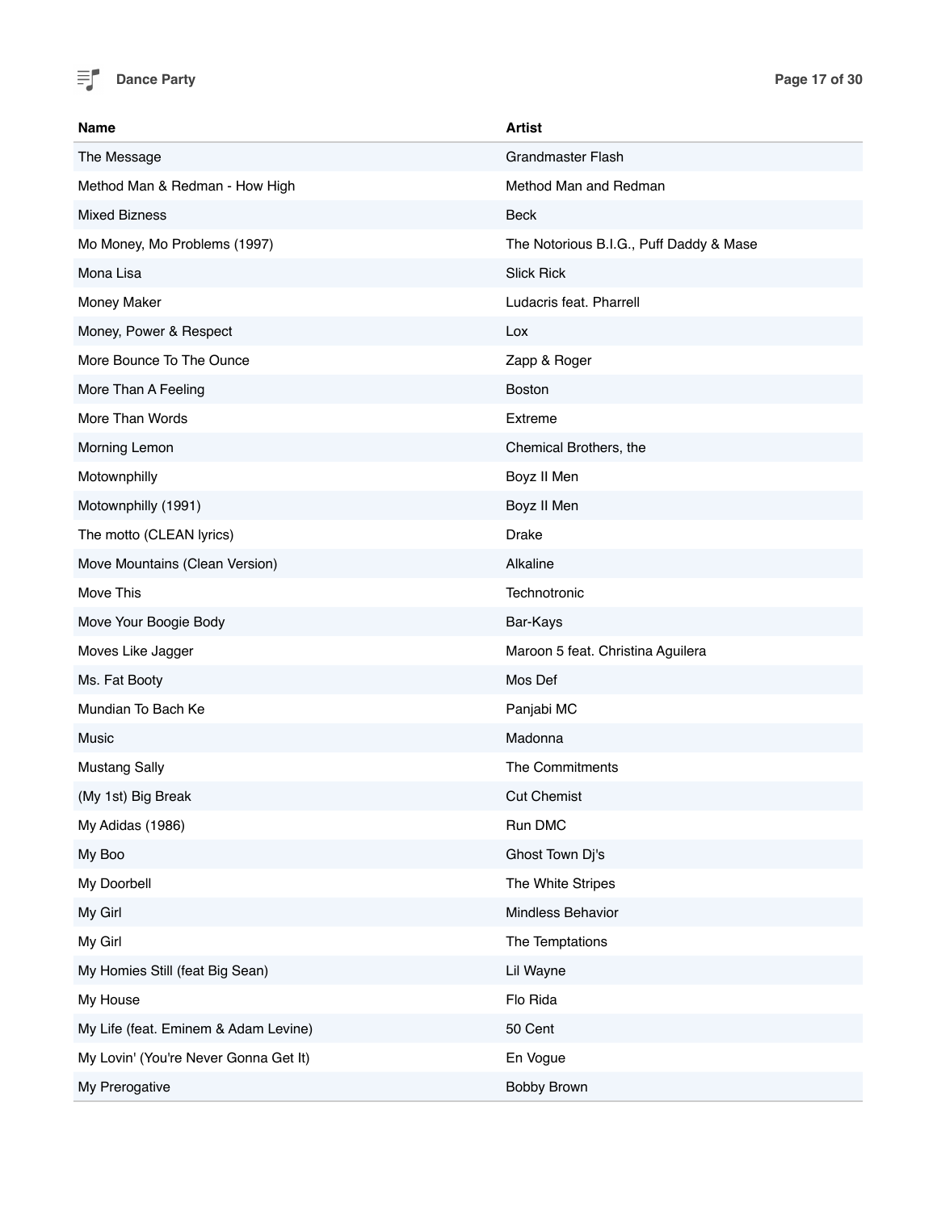| Name | Artist |
| --- | --- |
| The Message | Grandmaster Flash |
| Method Man & Redman - How High | Method Man and Redman |
| Mixed Bizness | Beck |
| Mo Money, Mo Problems (1997) | The Notorious B.I.G., Puff Daddy & Mase |
| Mona Lisa | Slick Rick |
| Money Maker | Ludacris feat. Pharrell |
| Money, Power & Respect | Lox |
| More Bounce To The Ounce | Zapp & Roger |
| More Than A Feeling | Boston |
| More Than Words | Extreme |
| Morning Lemon | Chemical Brothers, the |
| Motownphilly | Boyz II Men |
| Motownphilly (1991) | Boyz II Men |
| The motto (CLEAN lyrics) | Drake |
| Move Mountains (Clean Version) | Alkaline |
| Move This | Technotronic |
| Move Your Boogie Body | Bar-Kays |
| Moves Like Jagger | Maroon 5 feat. Christina Aguilera |
| Ms. Fat Booty | Mos Def |
| Mundian To Bach Ke | Panjabi MC |
| Music | Madonna |
| Mustang Sally | The Commitments |
| (My 1st) Big Break | Cut Chemist |
| My Adidas (1986) | Run DMC |
| My Boo | Ghost Town Dj's |
| My Doorbell | The White Stripes |
| My Girl | Mindless Behavior |
| My Girl | The Temptations |
| My Homies Still (feat Big Sean) | Lil Wayne |
| My House | Flo Rida |
| My Life (feat. Eminem & Adam Levine) | 50 Cent |
| My Lovin' (You're Never Gonna Get It) | En Vogue |
| My Prerogative | Bobby Brown |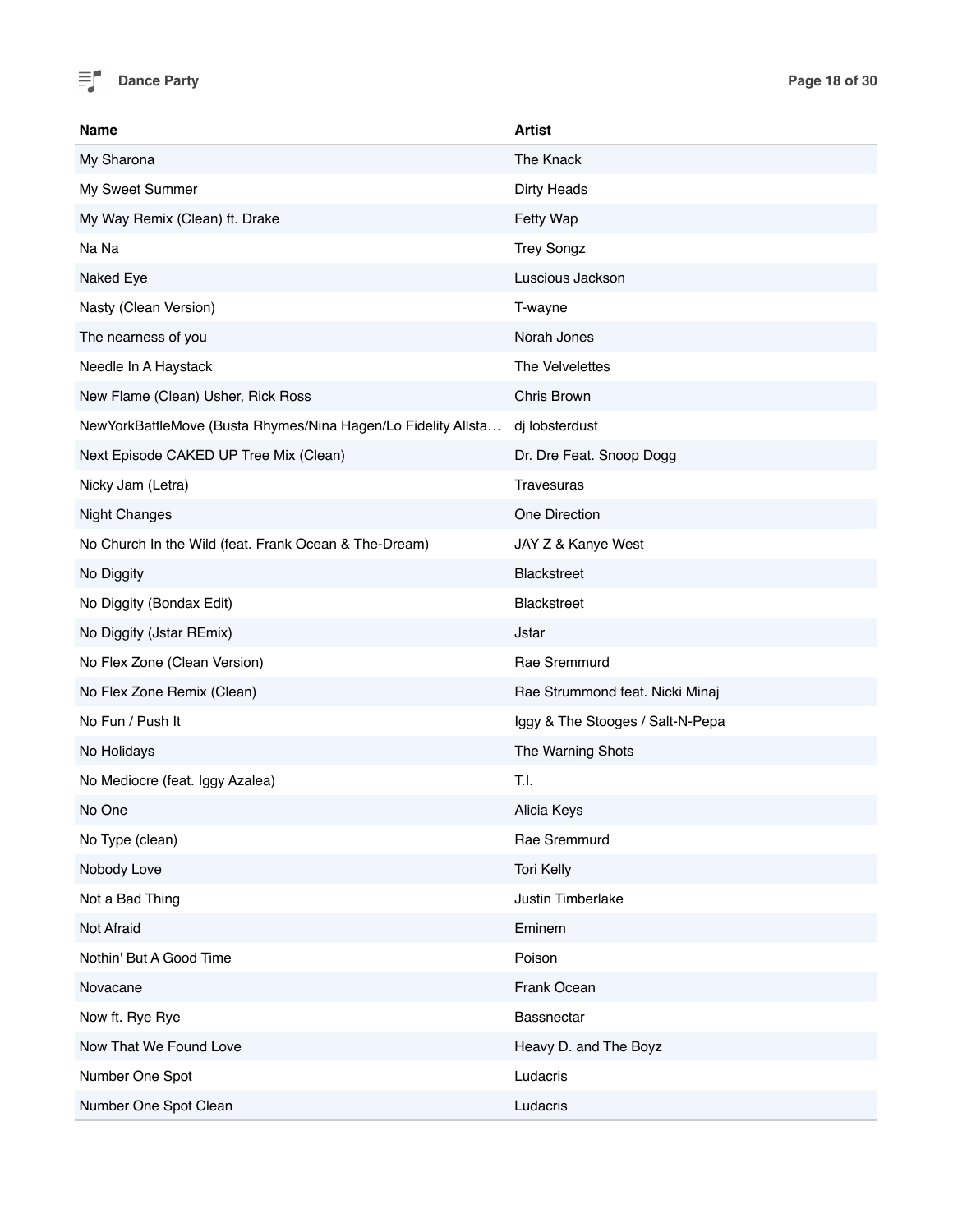| Name | Artist |
| --- | --- |
| My Sharona | The Knack |
| My Sweet Summer | Dirty Heads |
| My Way Remix (Clean) ft. Drake | Fetty Wap |
| Na Na | Trey Songz |
| Naked Eye | Luscious Jackson |
| Nasty (Clean Version) | T-wayne |
| The nearness of you | Norah Jones |
| Needle In A Haystack | The Velvelettes |
| New Flame (Clean) Usher, Rick Ross | Chris Brown |
| NewYorkBattleMove (Busta Rhymes/Nina Hagen/Lo Fidelity Allsta… | dj lobsterdust |
| Next Episode CAKED UP Tree Mix (Clean) | Dr. Dre Feat. Snoop Dogg |
| Nicky Jam (Letra) | Travesuras |
| Night Changes | One Direction |
| No Church In the Wild (feat. Frank Ocean & The-Dream) | JAY Z & Kanye West |
| No Diggity | Blackstreet |
| No Diggity (Bondax Edit) | Blackstreet |
| No Diggity (Jstar REmix) | Jstar |
| No Flex Zone (Clean Version) | Rae Sremmurd |
| No Flex Zone Remix (Clean) | Rae Strummond feat. Nicki Minaj |
| No Fun / Push It | Iggy & The Stooges / Salt-N-Pepa |
| No Holidays | The Warning Shots |
| No Mediocre (feat. Iggy Azalea) | T.I. |
| No One | Alicia Keys |
| No Type (clean) | Rae Sremmurd |
| Nobody Love | Tori Kelly |
| Not a Bad Thing | Justin Timberlake |
| Not Afraid | Eminem |
| Nothin' But A Good Time | Poison |
| Novacane | Frank Ocean |
| Now ft. Rye Rye | Bassnectar |
| Now That We Found Love | Heavy D. and The Boyz |
| Number One Spot | Ludacris |
| Number One Spot Clean | Ludacris |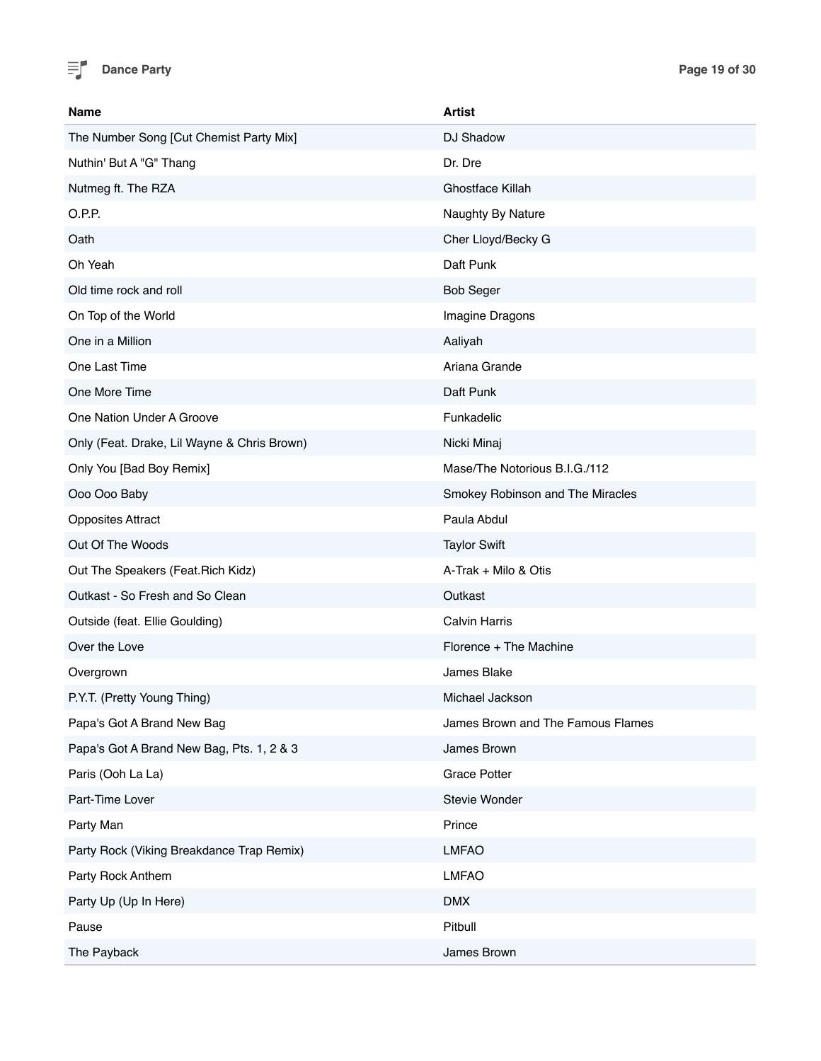| Name | Artist |
| --- | --- |
| The Number Song [Cut Chemist Party Mix] | DJ Shadow |
| Nuthin' But A "G" Thang | Dr. Dre |
| Nutmeg ft. The RZA | Ghostface Killah |
| O.P.P. | Naughty By Nature |
| Oath | Cher Lloyd/Becky G |
| Oh Yeah | Daft Punk |
| Old time rock and roll | Bob Seger |
| On Top of the World | Imagine Dragons |
| One in a Million | Aaliyah |
| One Last Time | Ariana Grande |
| One More Time | Daft Punk |
| One Nation Under A Groove | Funkadelic |
| Only (Feat. Drake, Lil Wayne & Chris Brown) | Nicki Minaj |
| Only You [Bad Boy Remix] | Mase/The Notorious B.I.G./112 |
| Ooo Ooo Baby | Smokey Robinson and The Miracles |
| Opposites Attract | Paula Abdul |
| Out Of The Woods | Taylor Swift |
| Out The Speakers (Feat.Rich Kidz) | A-Trak + Milo & Otis |
| Outkast - So Fresh and So Clean | Outkast |
| Outside (feat. Ellie Goulding) | Calvin Harris |
| Over the Love | Florence + The Machine |
| Overgrown | James Blake |
| P.Y.T. (Pretty Young Thing) | Michael Jackson |
| Papa's Got A Brand New Bag | James Brown and The Famous Flames |
| Papa's Got A Brand New Bag, Pts. 1, 2 & 3 | James Brown |
| Paris (Ooh La La) | Grace Potter |
| Part-Time Lover | Stevie Wonder |
| Party Man | Prince |
| Party Rock (Viking Breakdance Trap Remix) | LMFAO |
| Party Rock Anthem | LMFAO |
| Party Up (Up In Here) | DMX |
| Pause | Pitbull |
| The Payback | James Brown |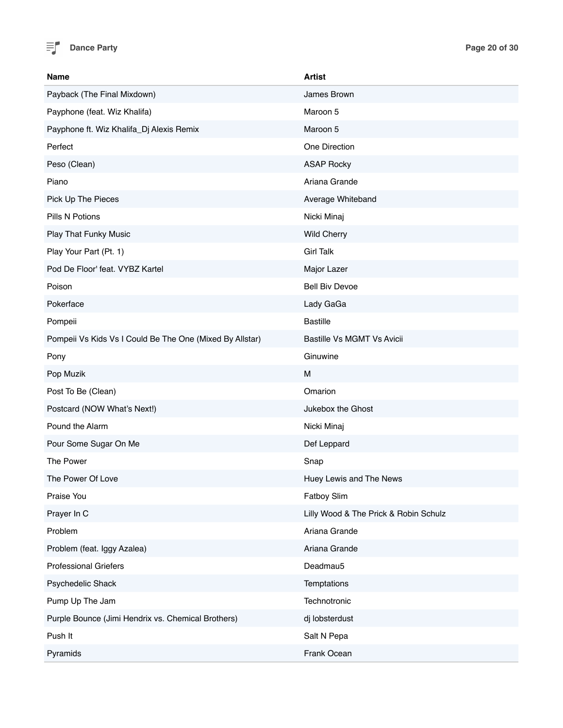| Name | Artist |
| --- | --- |
| Payback (The Final Mixdown) | James Brown |
| Payphone (feat. Wiz Khalifa) | Maroon 5 |
| Payphone ft. Wiz Khalifa_Dj Alexis Remix | Maroon 5 |
| Perfect | One Direction |
| Peso (Clean) | ASAP Rocky |
| Piano | Ariana Grande |
| Pick Up The Pieces | Average Whiteband |
| Pills N Potions | Nicki Minaj |
| Play That Funky Music | Wild Cherry |
| Play Your Part (Pt. 1) | Girl Talk |
| Pod De Floor' feat. VYBZ Kartel | Major Lazer |
| Poison | Bell Biv Devoe |
| Pokerface | Lady GaGa |
| Pompeii | Bastille |
| Pompeii Vs Kids Vs I Could Be The One (Mixed By Allstar) | Bastille Vs MGMT Vs Avicii |
| Pony | Ginuwine |
| Pop Muzik | M |
| Post To Be (Clean) | Omarion |
| Postcard (NOW What's Next!) | Jukebox the Ghost |
| Pound the Alarm | Nicki Minaj |
| Pour Some Sugar On Me | Def Leppard |
| The Power | Snap |
| The Power Of Love | Huey Lewis and The News |
| Praise You | Fatboy Slim |
| Prayer In C | Lilly Wood & The Prick & Robin Schulz |
| Problem | Ariana Grande |
| Problem (feat. Iggy Azalea) | Ariana Grande |
| Professional Griefers | Deadmau5 |
| Psychedelic Shack | Temptations |
| Pump Up The Jam | Technotronic |
| Purple Bounce (Jimi Hendrix vs. Chemical Brothers) | dj lobsterdust |
| Push It | Salt N Pepa |
| Pyramids | Frank Ocean |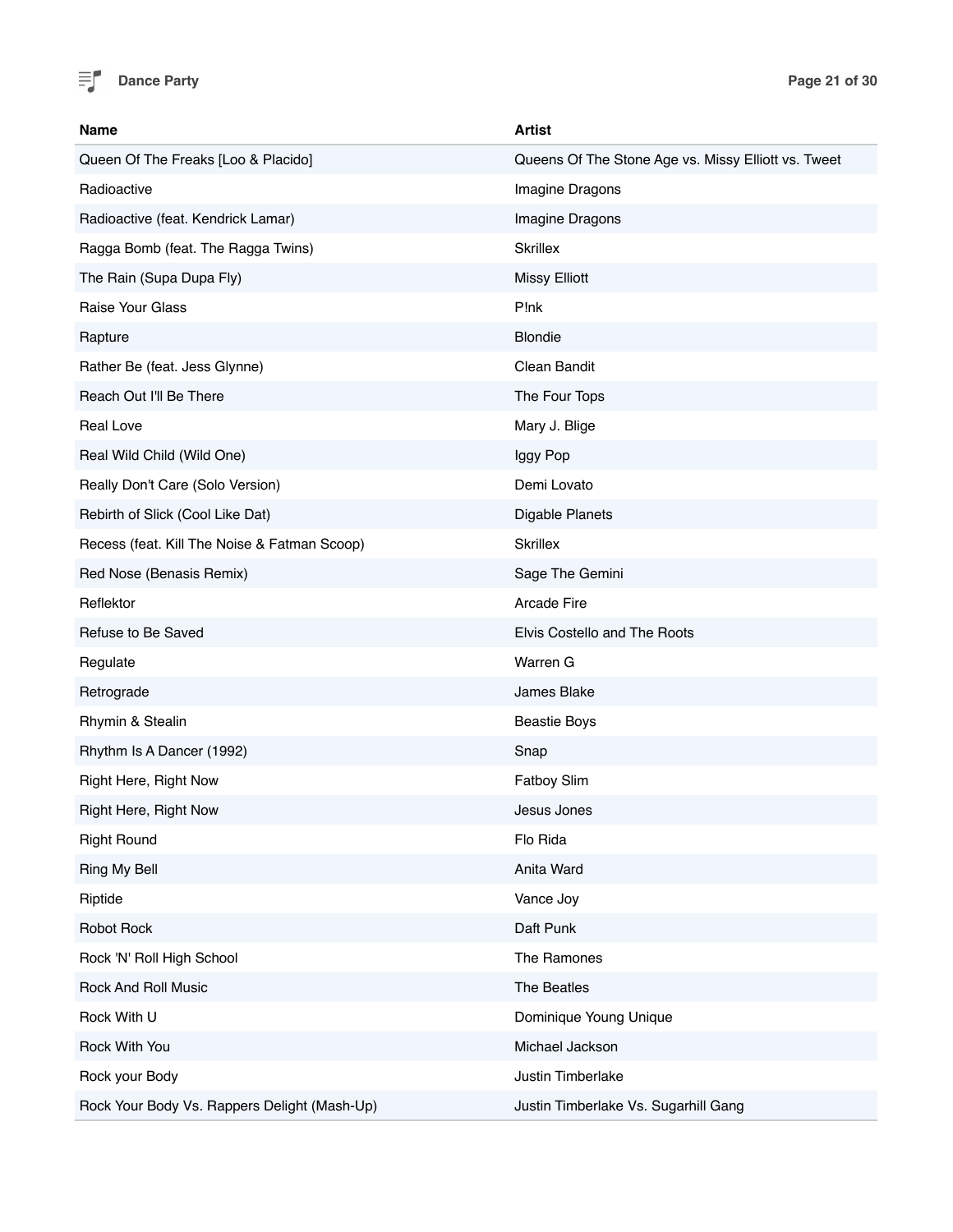| Name | Artist |
| --- | --- |
| Queen Of The Freaks [Loo & Placido] | Queens Of The Stone Age vs. Missy Elliott vs. Tweet |
| Radioactive | Imagine Dragons |
| Radioactive (feat. Kendrick Lamar) | Imagine Dragons |
| Ragga Bomb (feat. The Ragga Twins) | Skrillex |
| The Rain (Supa Dupa Fly) | Missy Elliott |
| Raise Your Glass | P!nk |
| Rapture | Blondie |
| Rather Be (feat. Jess Glynne) | Clean Bandit |
| Reach Out I'll Be There | The Four Tops |
| Real Love | Mary J. Blige |
| Real Wild Child (Wild One) | Iggy Pop |
| Really Don't Care (Solo Version) | Demi Lovato |
| Rebirth of Slick (Cool Like Dat) | Digable Planets |
| Recess (feat. Kill The Noise & Fatman Scoop) | Skrillex |
| Red Nose (Benasis Remix) | Sage The Gemini |
| Reflektor | Arcade Fire |
| Refuse to Be Saved | Elvis Costello and The Roots |
| Regulate | Warren G |
| Retrograde | James Blake |
| Rhymin & Stealin | Beastie Boys |
| Rhythm Is A Dancer (1992) | Snap |
| Right Here, Right Now | Fatboy Slim |
| Right Here, Right Now | Jesus Jones |
| Right Round | Flo Rida |
| Ring My Bell | Anita Ward |
| Riptide | Vance Joy |
| Robot Rock | Daft Punk |
| Rock 'N' Roll High School | The Ramones |
| Rock And Roll Music | The Beatles |
| Rock With U | Dominique Young Unique |
| Rock With You | Michael Jackson |
| Rock your Body | Justin Timberlake |
| Rock Your Body Vs. Rappers Delight (Mash-Up) | Justin Timberlake Vs. Sugarhill Gang |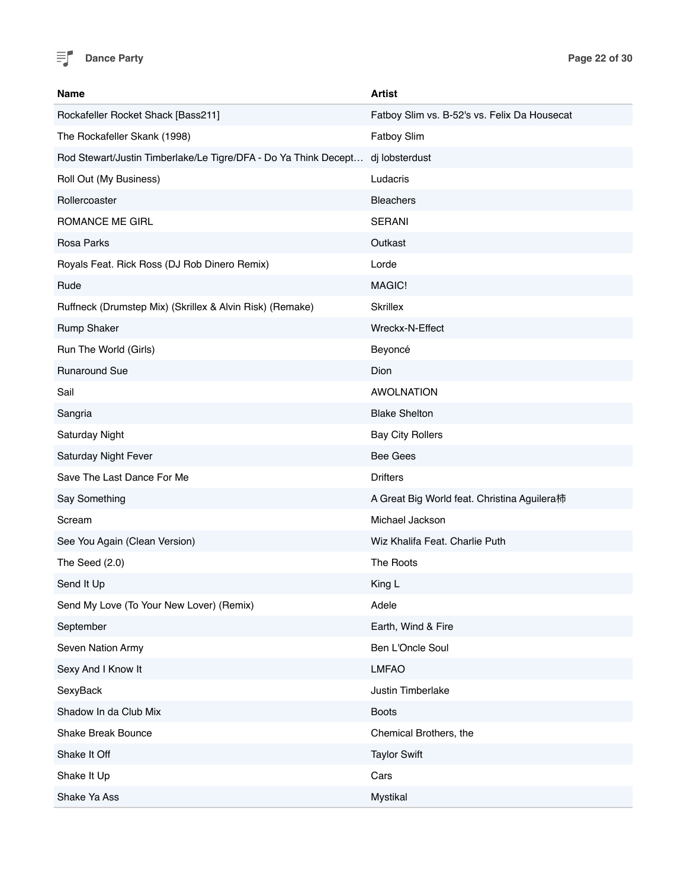| Name | Artist |
| --- | --- |
| Rockafeller Rocket Shack [Bass211] | Fatboy Slim vs. B-52's vs. Felix Da Housecat |
| The Rockafeller Skank (1998) | Fatboy Slim |
| Rod Stewart/Justin Timberlake/Le Tigre/DFA - Do Ya Think Decept… | dj lobsterdust |
| Roll Out (My Business) | Ludacris |
| Rollercoaster | Bleachers |
| ROMANCE ME GIRL | SERANI |
| Rosa Parks | Outkast |
| Royals Feat. Rick Ross (DJ Rob Dinero Remix) | Lorde |
| Rude | MAGIC! |
| Ruffneck (Drumstep Mix) (Skrillex & Alvin Risk) (Remake) | Skrillex |
| Rump Shaker | Wreckx-N-Effect |
| Run The World (Girls) | Beyoncé |
| Runaround Sue | Dion |
| Sail | AWOLNATION |
| Sangria | Blake Shelton |
| Saturday Night | Bay City Rollers |
| Saturday Night Fever | Bee Gees |
| Save The Last Dance For Me | Drifters |
| Say Something | A Great Big World feat. Christina Aguilera柿 |
| Scream | Michael Jackson |
| See You Again (Clean Version) | Wiz Khalifa Feat. Charlie Puth |
| The Seed (2.0) | The Roots |
| Send It Up | King L |
| Send My Love (To Your New Lover) (Remix) | Adele |
| September | Earth, Wind & Fire |
| Seven Nation Army | Ben L'Oncle Soul |
| Sexy And I Know It | LMFAO |
| SexyBack | Justin Timberlake |
| Shadow In da Club Mix | Boots |
| Shake Break Bounce | Chemical Brothers, the |
| Shake It Off | Taylor Swift |
| Shake It Up | Cars |
| Shake Ya Ass | Mystikal |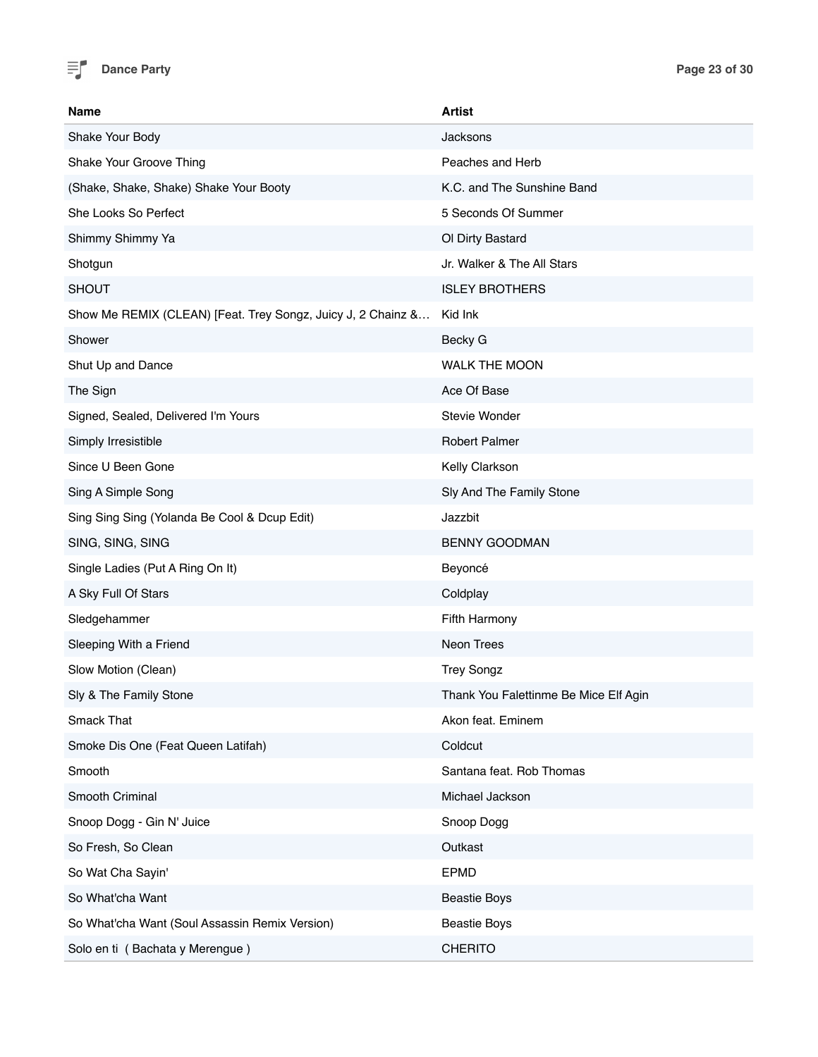| Name | Artist |
|---|---|
| Shake Your Body | Jacksons |
| Shake Your Groove Thing | Peaches and Herb |
| (Shake, Shake, Shake) Shake Your Booty | K.C. and The Sunshine Band |
| She Looks So Perfect | 5 Seconds Of Summer |
| Shimmy Shimmy Ya | Ol Dirty Bastard |
| Shotgun | Jr. Walker & The All Stars |
| SHOUT | ISLEY BROTHERS |
| Show Me REMIX (CLEAN) [Feat. Trey Songz, Juicy J, 2 Chainz &… | Kid Ink |
| Shower | Becky G |
| Shut Up and Dance | WALK THE MOON |
| The Sign | Ace Of Base |
| Signed, Sealed, Delivered I'm Yours | Stevie Wonder |
| Simply Irresistible | Robert Palmer |
| Since U Been Gone | Kelly Clarkson |
| Sing A Simple Song | Sly And The Family Stone |
| Sing Sing Sing (Yolanda Be Cool & Dcup Edit) | Jazzbit |
| SING, SING, SING | BENNY GOODMAN |
| Single Ladies (Put A Ring On It) | Beyoncé |
| A Sky Full Of Stars | Coldplay |
| Sledgehammer | Fifth Harmony |
| Sleeping With a Friend | Neon Trees |
| Slow Motion (Clean) | Trey Songz |
| Sly & The Family Stone | Thank You Falettinme Be Mice Elf Agin |
| Smack That | Akon feat. Eminem |
| Smoke Dis One (Feat Queen Latifah) | Coldcut |
| Smooth | Santana feat. Rob Thomas |
| Smooth Criminal | Michael Jackson |
| Snoop Dogg - Gin N' Juice | Snoop Dogg |
| So Fresh, So Clean | Outkast |
| So Wat Cha Sayin' | EPMD |
| So What'cha Want | Beastie Boys |
| So What'cha Want (Soul Assassin Remix Version) | Beastie Boys |
| Solo en ti ( Bachata y Merengue ) | CHERITO |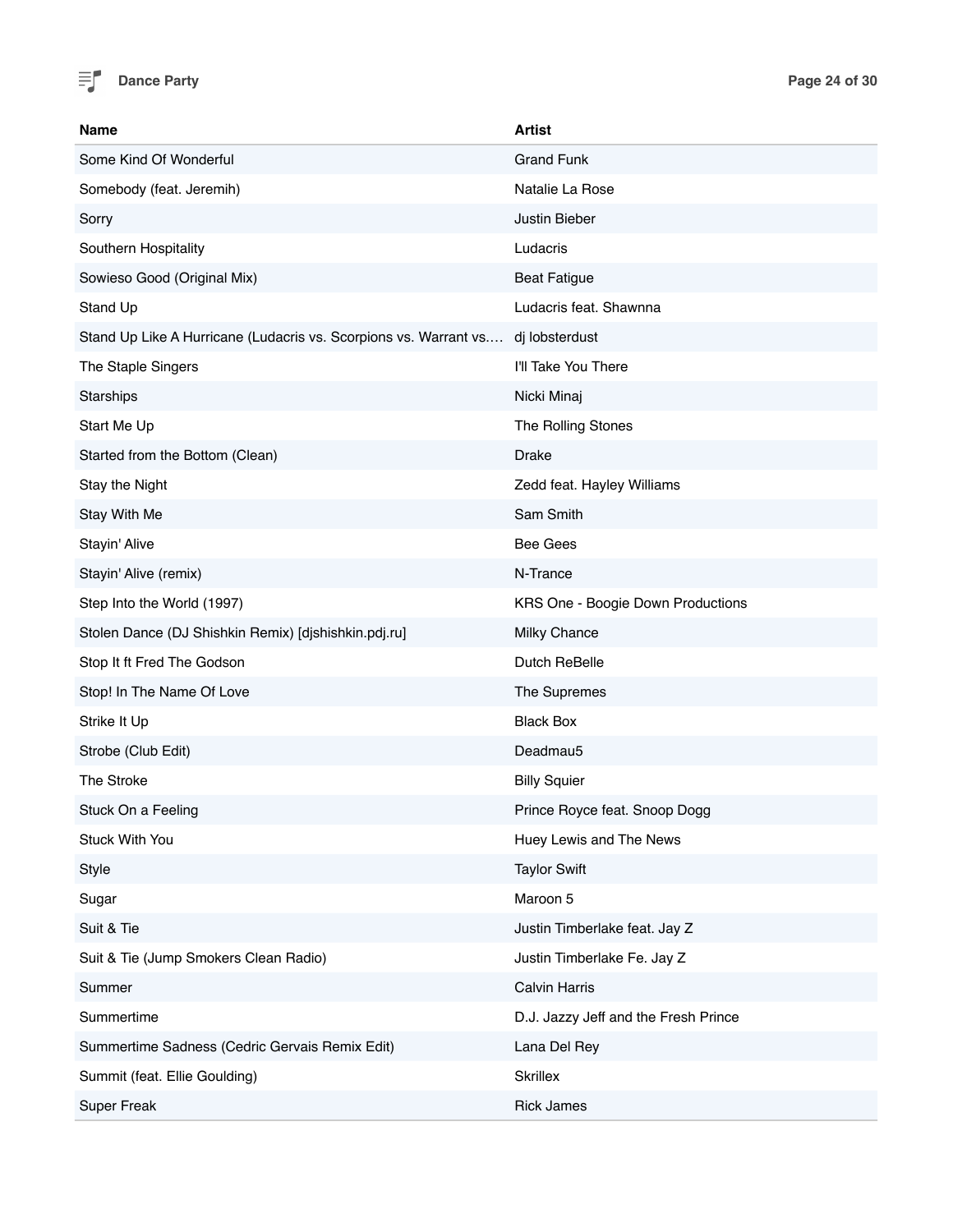| Name | Artist |
| --- | --- |
| Some Kind Of Wonderful | Grand Funk |
| Somebody (feat. Jeremih) | Natalie La Rose |
| Sorry | Justin Bieber |
| Southern Hospitality | Ludacris |
| Sowieso Good (Original Mix) | Beat Fatigue |
| Stand Up | Ludacris feat. Shawnna |
| Stand Up Like A Hurricane (Ludacris vs. Scorpions vs. Warrant vs.… | dj lobsterdust |
| The Staple Singers | I'll Take You There |
| Starships | Nicki Minaj |
| Start Me Up | The Rolling Stones |
| Started from the Bottom (Clean) | Drake |
| Stay the Night | Zedd feat. Hayley Williams |
| Stay With Me | Sam Smith |
| Stayin' Alive | Bee Gees |
| Stayin' Alive (remix) | N-Trance |
| Step Into the World (1997) | KRS One - Boogie Down Productions |
| Stolen Dance (DJ Shishkin Remix) [djshishkin.pdj.ru] | Milky Chance |
| Stop It ft Fred The Godson | Dutch ReBelle |
| Stop! In The Name Of Love | The Supremes |
| Strike It Up | Black Box |
| Strobe (Club Edit) | Deadmau5 |
| The Stroke | Billy Squier |
| Stuck On a Feeling | Prince Royce feat. Snoop Dogg |
| Stuck With You | Huey Lewis and The News |
| Style | Taylor Swift |
| Sugar | Maroon 5 |
| Suit & Tie | Justin Timberlake feat. Jay Z |
| Suit & Tie (Jump Smokers Clean Radio) | Justin Timberlake Fe. Jay Z |
| Summer | Calvin Harris |
| Summertime | D.J. Jazzy Jeff and the Fresh Prince |
| Summertime Sadness (Cedric Gervais Remix Edit) | Lana Del Rey |
| Summit (feat. Ellie Goulding) | Skrillex |
| Super Freak | Rick James |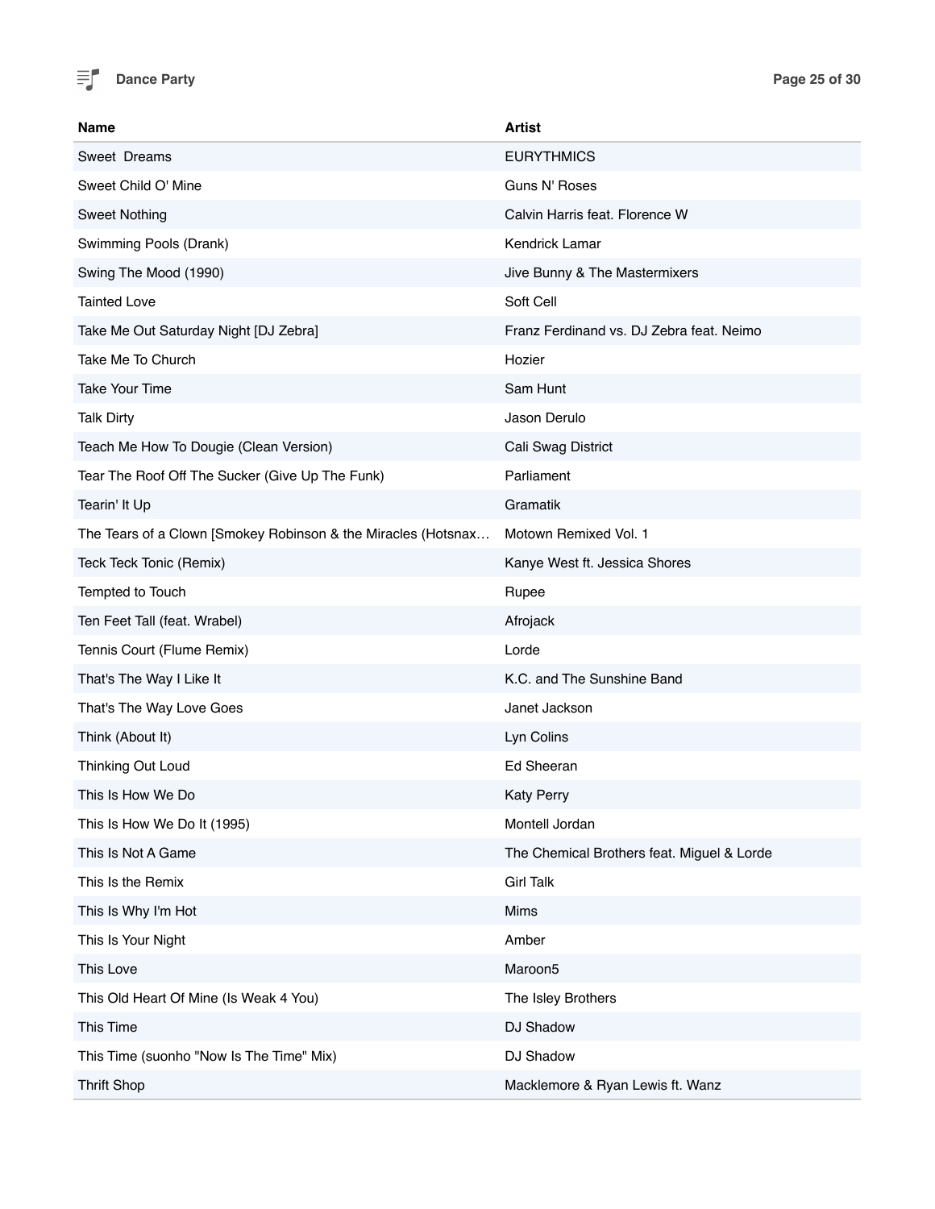| Name | Artist |
| --- | --- |
| Sweet  Dreams | EURYTHMICS |
| Sweet Child O' Mine | Guns N' Roses |
| Sweet Nothing | Calvin Harris feat. Florence W |
| Swimming Pools (Drank) | Kendrick Lamar |
| Swing The Mood (1990) | Jive Bunny & The Mastermixers |
| Tainted Love | Soft Cell |
| Take Me Out Saturday Night [DJ Zebra] | Franz Ferdinand vs. DJ Zebra feat. Neimo |
| Take Me To Church | Hozier |
| Take Your Time | Sam Hunt |
| Talk Dirty | Jason Derulo |
| Teach Me How To Dougie (Clean Version) | Cali Swag District |
| Tear The Roof Off The Sucker (Give Up The Funk) | Parliament |
| Tearin' It Up | Gramatik |
| The Tears of a Clown [Smokey Robinson & the Miracles (Hotsnax… | Motown Remixed Vol. 1 |
| Teck Teck Tonic (Remix) | Kanye West ft. Jessica Shores |
| Tempted to Touch | Rupee |
| Ten Feet Tall (feat. Wrabel) | Afrojack |
| Tennis Court (Flume Remix) | Lorde |
| That's The Way I Like It | K.C. and The Sunshine Band |
| That's The Way Love Goes | Janet Jackson |
| Think (About It) | Lyn Colins |
| Thinking Out Loud | Ed Sheeran |
| This Is How We Do | Katy Perry |
| This Is How We Do It (1995) | Montell Jordan |
| This Is Not A Game | The Chemical Brothers feat. Miguel & Lorde |
| This Is the Remix | Girl Talk |
| This Is Why I'm Hot | Mims |
| This Is Your Night | Amber |
| This Love | Maroon5 |
| This Old Heart Of Mine (Is Weak 4 You) | The Isley Brothers |
| This Time | DJ Shadow |
| This Time (suonho "Now Is The Time" Mix) | DJ Shadow |
| Thrift Shop | Macklemore & Ryan Lewis ft. Wanz |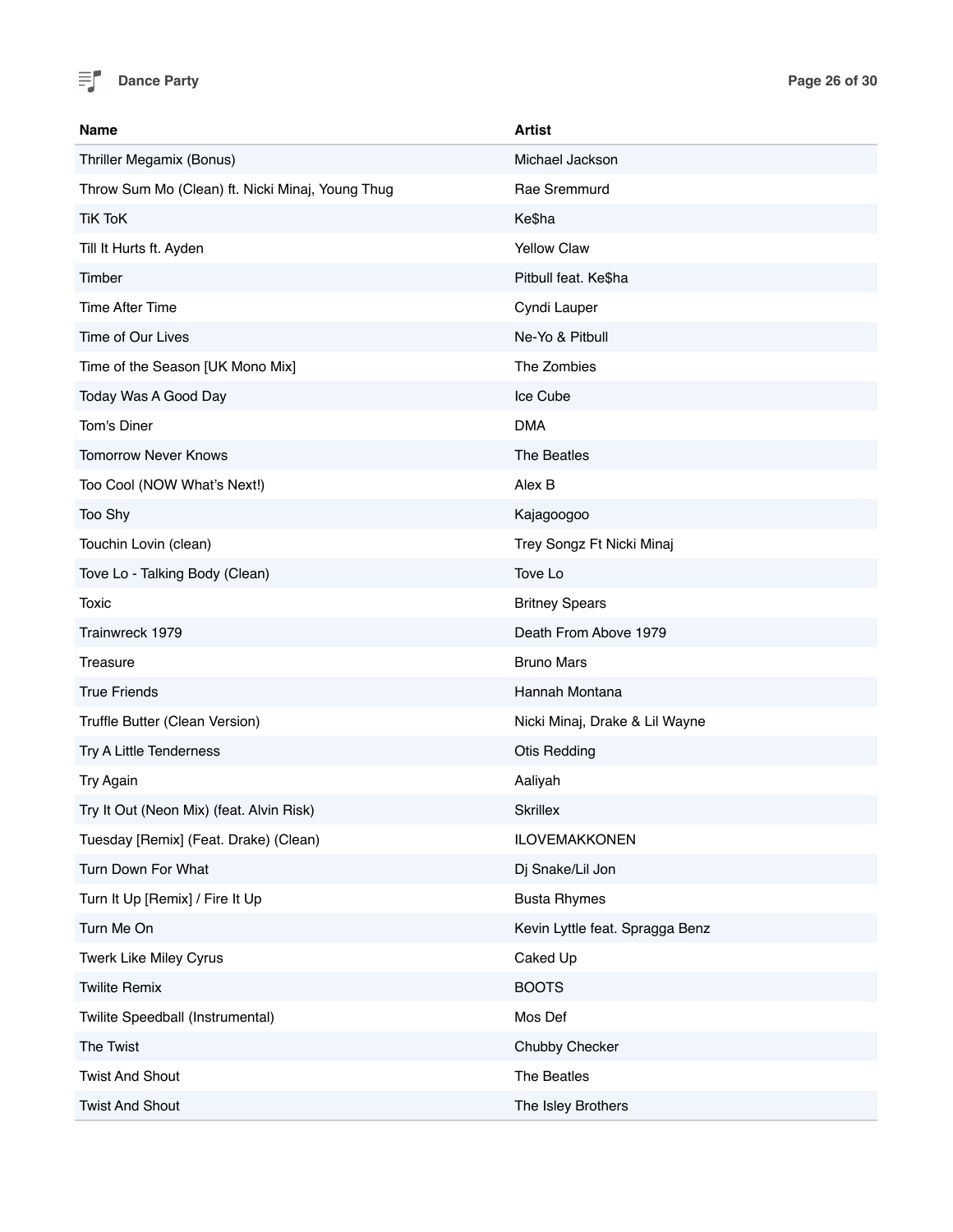| Name | Artist |
|---|---|
| Thriller Megamix (Bonus) | Michael Jackson |
| Throw Sum Mo (Clean) ft. Nicki Minaj, Young Thug | Rae Sremmurd |
| TiK ToK | Ke$ha |
| Till It Hurts ft. Ayden | Yellow Claw |
| Timber | Pitbull feat. Ke$ha |
| Time After Time | Cyndi Lauper |
| Time of Our Lives | Ne-Yo & Pitbull |
| Time of the Season [UK Mono Mix] | The Zombies |
| Today Was A Good Day | Ice Cube |
| Tom's Diner | DMA |
| Tomorrow Never Knows | The Beatles |
| Too Cool (NOW What's Next!) | Alex B |
| Too Shy | Kajagoogoo |
| Touchin Lovin (clean) | Trey Songz Ft Nicki Minaj |
| Tove Lo - Talking Body (Clean) | Tove Lo |
| Toxic | Britney Spears |
| Trainwreck 1979 | Death From Above 1979 |
| Treasure | Bruno Mars |
| True Friends | Hannah Montana |
| Truffle Butter (Clean Version) | Nicki Minaj, Drake & Lil Wayne |
| Try A Little Tenderness | Otis Redding |
| Try Again | Aaliyah |
| Try It Out (Neon Mix) (feat. Alvin Risk) | Skrillex |
| Tuesday [Remix] (Feat. Drake) (Clean) | ILOVEMAKKONEN |
| Turn Down For What | Dj Snake/Lil Jon |
| Turn It Up [Remix] / Fire It Up | Busta Rhymes |
| Turn Me On | Kevin Lyttle feat. Spragga Benz |
| Twerk Like Miley Cyrus | Caked Up |
| Twilite Remix | BOOTS |
| Twilite Speedball (Instrumental) | Mos Def |
| The Twist | Chubby Checker |
| Twist And Shout | The Beatles |
| Twist And Shout | The Isley Brothers |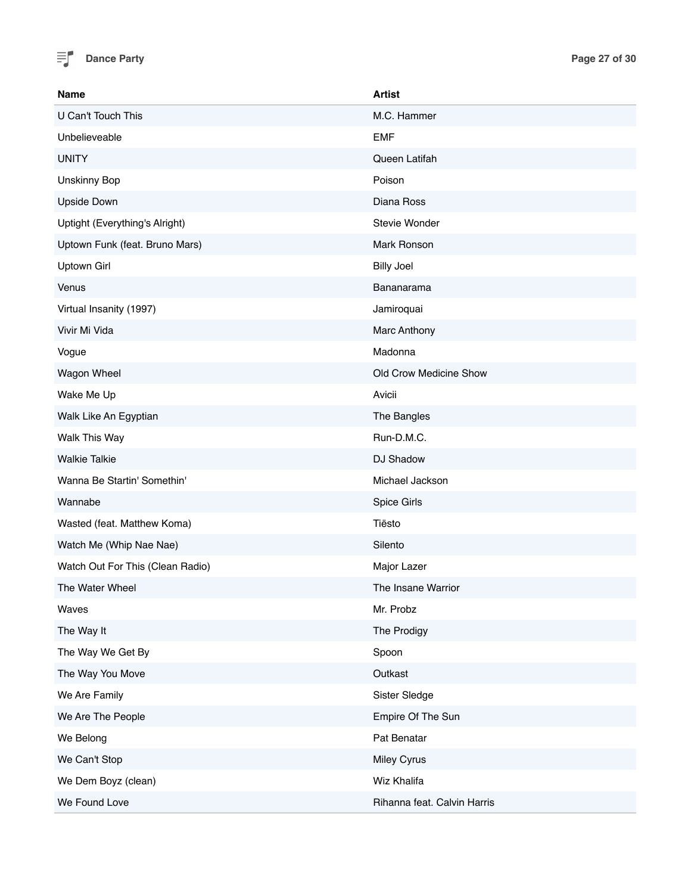| Name | Artist |
| --- | --- |
| U Can't Touch This | M.C. Hammer |
| Unbelieveable | EMF |
| UNITY | Queen Latifah |
| Unskinny Bop | Poison |
| Upside Down | Diana Ross |
| Uptight (Everything's Alright) | Stevie Wonder |
| Uptown Funk (feat. Bruno Mars) | Mark Ronson |
| Uptown Girl | Billy Joel |
| Venus | Bananarama |
| Virtual Insanity (1997) | Jamiroquai |
| Vivir Mi Vida | Marc Anthony |
| Vogue | Madonna |
| Wagon Wheel | Old Crow Medicine Show |
| Wake Me Up | Avicii |
| Walk Like An Egyptian | The Bangles |
| Walk This Way | Run-D.M.C. |
| Walkie Talkie | DJ Shadow |
| Wanna Be Startin' Somethin' | Michael Jackson |
| Wannabe | Spice Girls |
| Wasted (feat. Matthew Koma) | Tiësto |
| Watch Me (Whip Nae Nae) | Silento |
| Watch Out For This (Clean Radio) | Major Lazer |
| The Water Wheel | The Insane Warrior |
| Waves | Mr. Probz |
| The Way It | The Prodigy |
| The Way We Get By | Spoon |
| The Way You Move | Outkast |
| We Are Family | Sister Sledge |
| We Are The People | Empire Of The Sun |
| We Belong | Pat Benatar |
| We Can't Stop | Miley Cyrus |
| We Dem Boyz (clean) | Wiz Khalifa |
| We Found Love | Rihanna feat. Calvin Harris |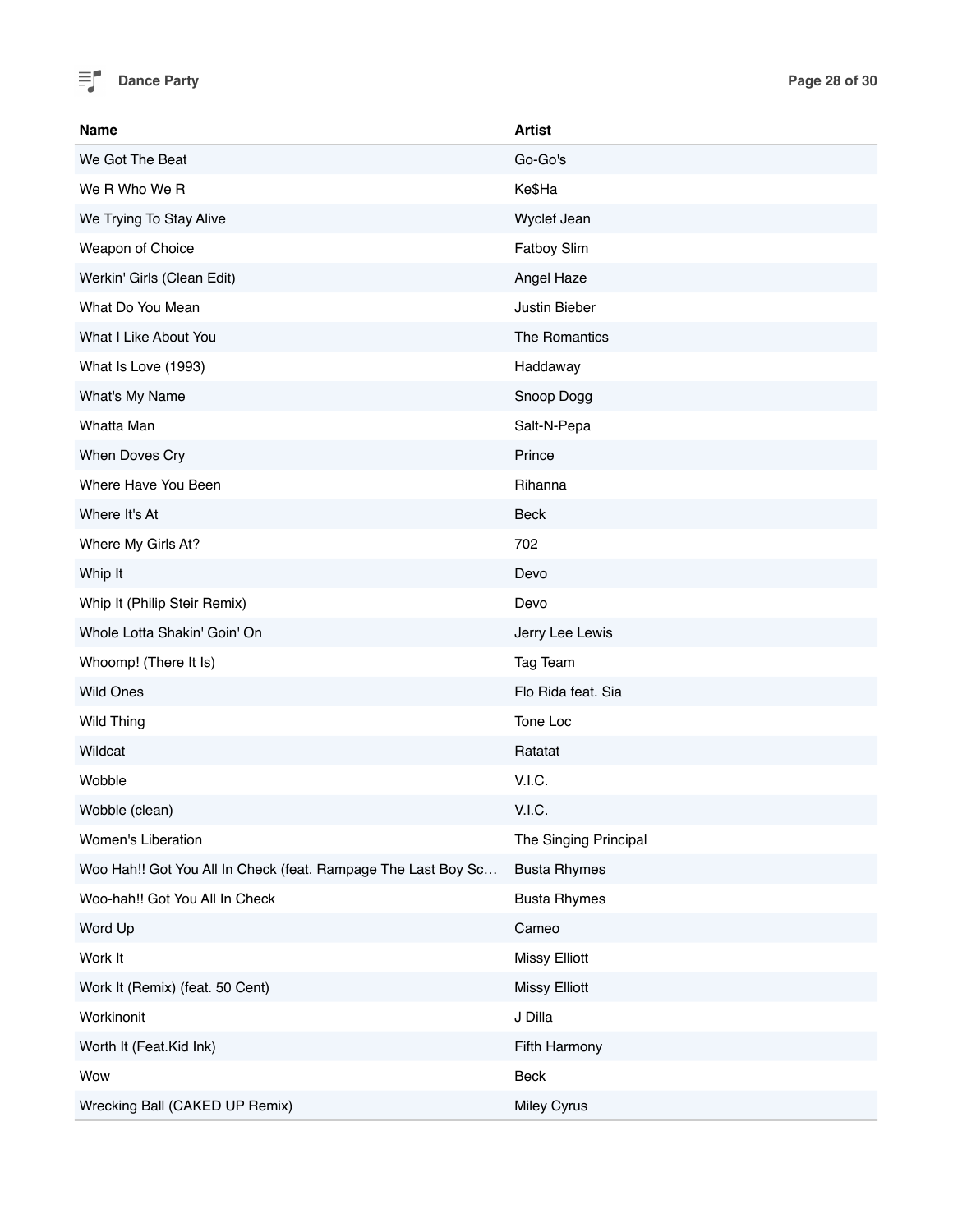| Name | Artist |
|---|---|
| We Got The Beat | Go-Go's |
| We R Who We R | Ke$Ha |
| We Trying To Stay Alive | Wyclef Jean |
| Weapon of Choice | Fatboy Slim |
| Werkin' Girls (Clean Edit) | Angel Haze |
| What Do You Mean | Justin Bieber |
| What I Like About You | The Romantics |
| What Is Love (1993) | Haddaway |
| What's My Name | Snoop Dogg |
| Whatta Man | Salt-N-Pepa |
| When Doves Cry | Prince |
| Where Have You Been | Rihanna |
| Where It's At | Beck |
| Where My Girls At? | 702 |
| Whip It | Devo |
| Whip It (Philip Steir Remix) | Devo |
| Whole Lotta Shakin' Goin' On | Jerry Lee Lewis |
| Whoomp! (There It Is) | Tag Team |
| Wild Ones | Flo Rida feat. Sia |
| Wild Thing | Tone Loc |
| Wildcat | Ratatat |
| Wobble | V.I.C. |
| Wobble (clean) | V.I.C. |
| Women's Liberation | The Singing Principal |
| Woo Hah!! Got You All In Check (feat. Rampage The Last Boy Sc… | Busta Rhymes |
| Woo-hah!! Got You All In Check | Busta Rhymes |
| Word Up | Cameo |
| Work It | Missy Elliott |
| Work It (Remix) (feat. 50 Cent) | Missy Elliott |
| Workinonit | J Dilla |
| Worth It (Feat.Kid Ink) | Fifth Harmony |
| Wow | Beck |
| Wrecking Ball (CAKED UP Remix) | Miley Cyrus |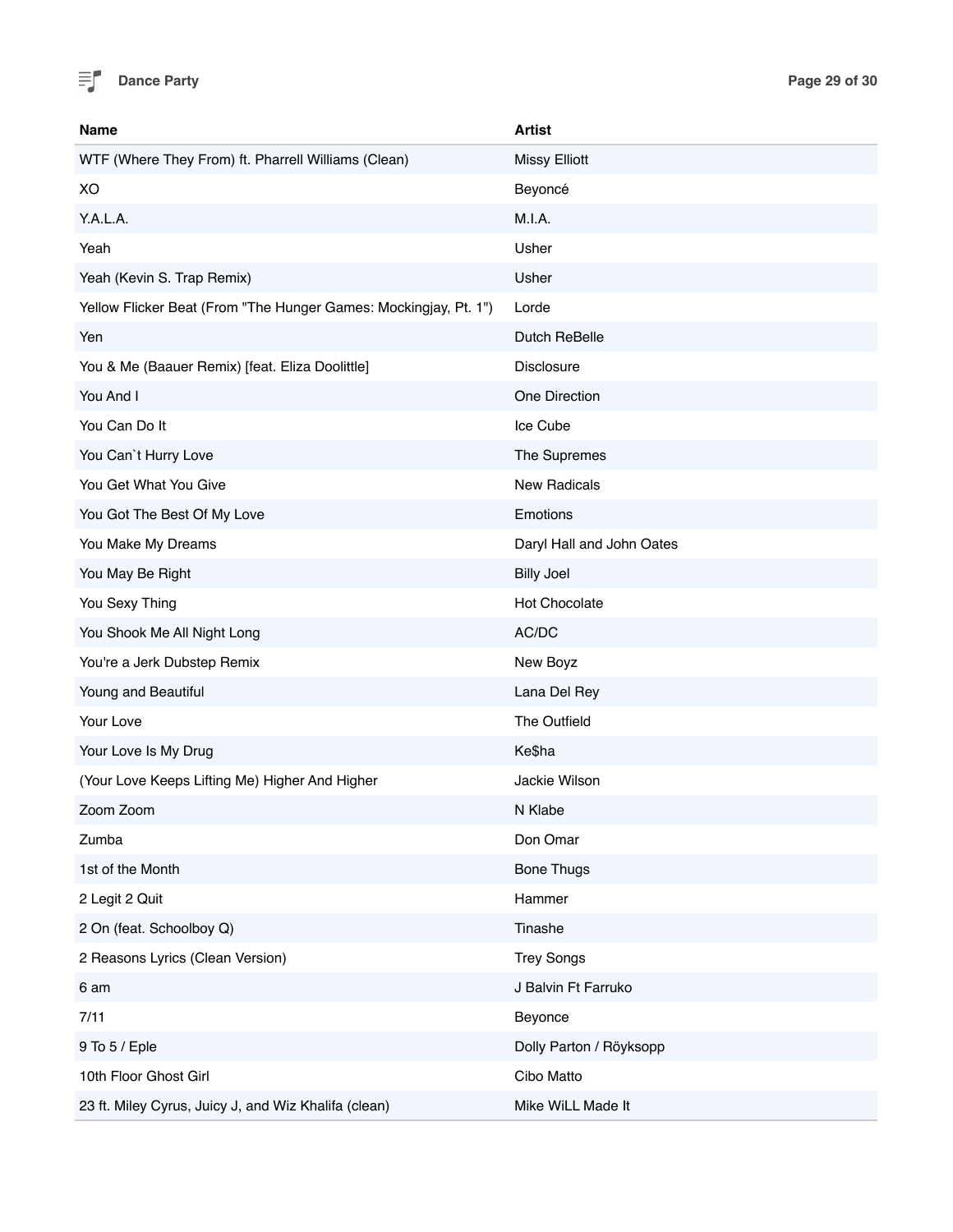| Name | Artist |
|---|---|
| WTF (Where They From) ft. Pharrell Williams (Clean) | Missy Elliott |
| XO | Beyoncé |
| Y.A.L.A. | M.I.A. |
| Yeah | Usher |
| Yeah (Kevin S. Trap Remix) | Usher |
| Yellow Flicker Beat (From "The Hunger Games: Mockingjay, Pt. 1") | Lorde |
| Yen | Dutch ReBelle |
| You & Me (Baauer Remix) [feat. Eliza Doolittle] | Disclosure |
| You And I | One Direction |
| You Can Do It | Ice Cube |
| You Can`t Hurry Love | The Supremes |
| You Get What You Give | New Radicals |
| You Got The Best Of My Love | Emotions |
| You Make My Dreams | Daryl Hall and John Oates |
| You May Be Right | Billy Joel |
| You Sexy Thing | Hot Chocolate |
| You Shook Me All Night Long | AC/DC |
| You're a Jerk Dubstep Remix | New Boyz |
| Young and Beautiful | Lana Del Rey |
| Your Love | The Outfield |
| Your Love Is My Drug | Ke$ha |
| (Your Love Keeps Lifting Me) Higher And Higher | Jackie Wilson |
| Zoom Zoom | N Klabe |
| Zumba | Don Omar |
| 1st of the Month | Bone Thugs |
| 2 Legit 2 Quit | Hammer |
| 2 On (feat. Schoolboy Q) | Tinashe |
| 2 Reasons Lyrics (Clean Version) | Trey Songs |
| 6 am | J Balvin Ft Farruko |
| 7/11 | Beyonce |
| 9 To 5 / Eple | Dolly Parton / Röyksopp |
| 10th Floor Ghost Girl | Cibo Matto |
| 23 ft. Miley Cyrus, Juicy J, and Wiz Khalifa (clean) | Mike WiLL Made It |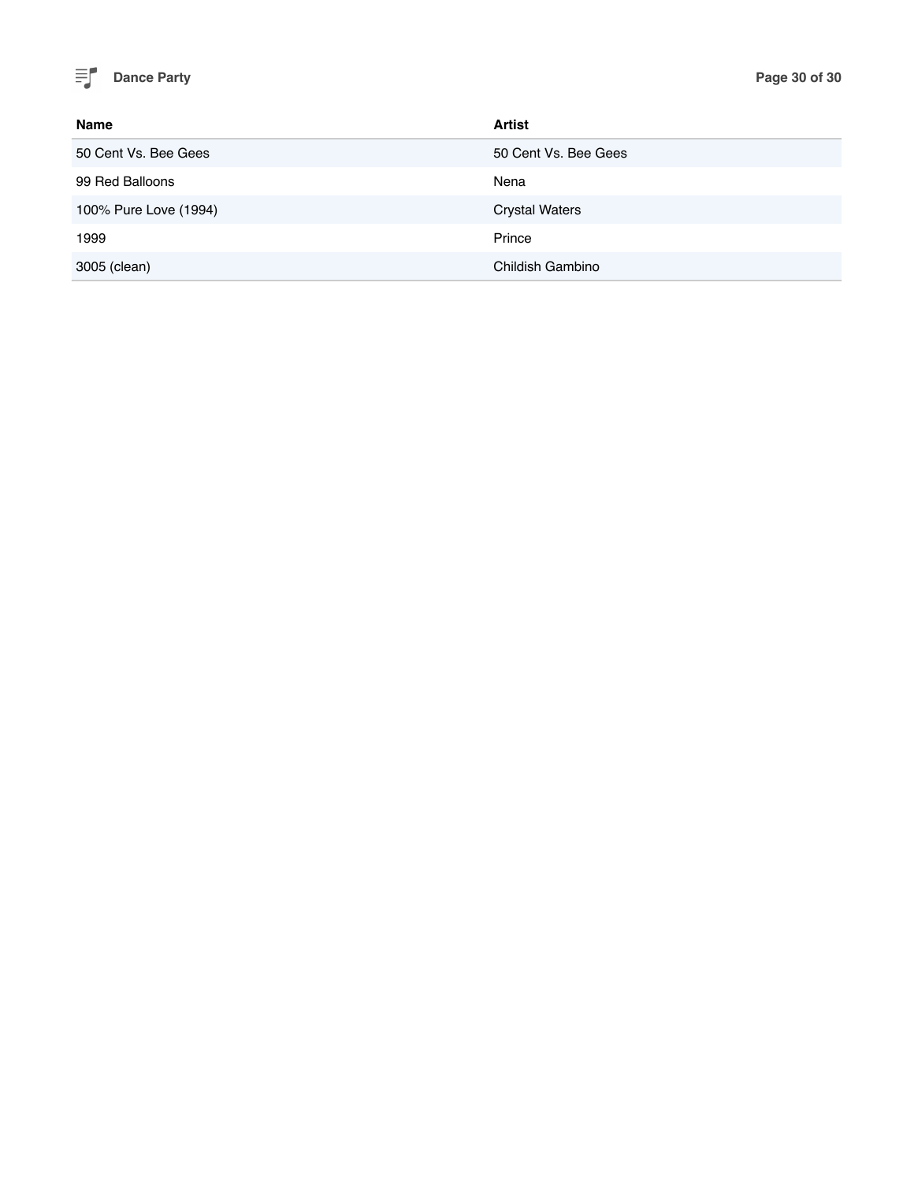| Name | Artist |
| --- | --- |
| 50 Cent Vs. Bee Gees | 50 Cent Vs. Bee Gees |
| 99 Red Balloons | Nena |
| 100% Pure Love (1994) | Crystal Waters |
| 1999 | Prince |
| 3005 (clean) | Childish Gambino |